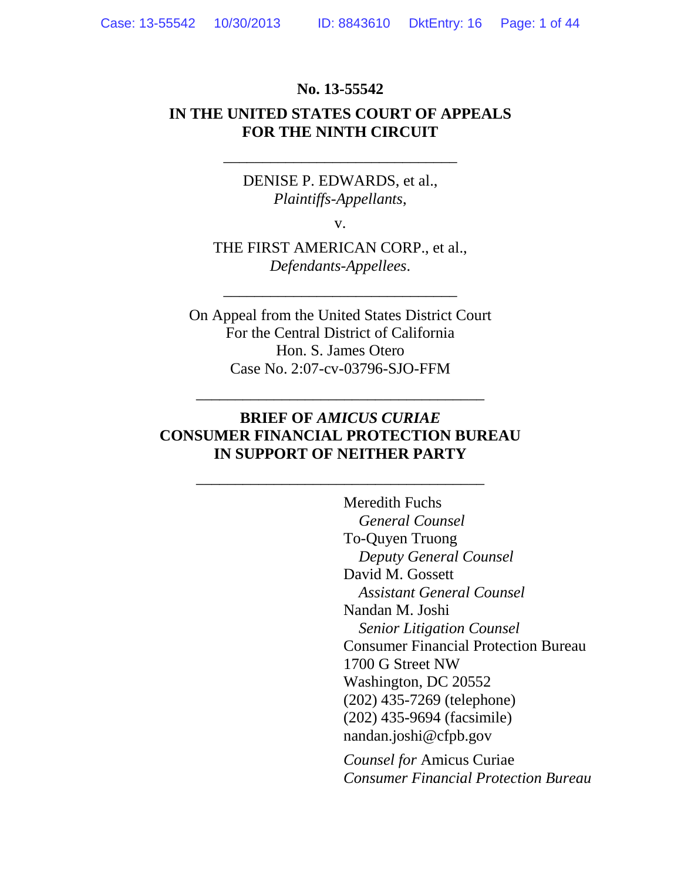**No. 13-55542**

**IN THE UNITED STATES COURT OF APPEALS**
**FOR THE NINTH CIRCUIT**

\_\_\_\_\_\_\_\_\_\_\_\_\_\_\_\_\_\_\_\_\_\_\_\_\_\_\_\_\_\_

DENISE P. EDWARDS, et al.,
*Plaintiffs-Appellants*,

v.

THE FIRST AMERICAN CORP., et al.,
*Defendants-Appellees*.

\_\_\_\_\_\_\_\_\_\_\_\_\_\_\_\_\_\_\_\_\_\_\_\_\_\_\_\_\_\_

On Appeal from the United States District Court
For the Central District of California
Hon. S. James Otero
Case No. 2:07-cv-03796-SJO-FFM

\_\_\_\_\_\_\_\_\_\_\_\_\_\_\_\_\_\_\_\_\_\_\_\_\_\_\_\_\_\_\_\_\_\_\_\_\_\_

**BRIEF OF *AMICUS CURIAE***
**CONSUMER FINANCIAL PROTECTION BUREAU**
**IN SUPPORT OF NEITHER PARTY**

\_\_\_\_\_\_\_\_\_\_\_\_\_\_\_\_\_\_\_\_\_\_\_\_\_\_\_\_\_\_\_\_\_\_\_\_\_\_

Meredith Fuchs
*General Counsel*
To-Quyen Truong
*Deputy General Counsel*
David M. Gossett
*Assistant General Counsel*
Nandan M. Joshi
*Senior Litigation Counsel*
Consumer Financial Protection Bureau
1700 G Street NW
Washington, DC 20552
(202) 435-7269 (telephone)
(202) 435-9694 (facsimile)
nandan.joshi@cfpb.gov

*Counsel for* Amicus Curiae
*Consumer Financial Protection Bureau*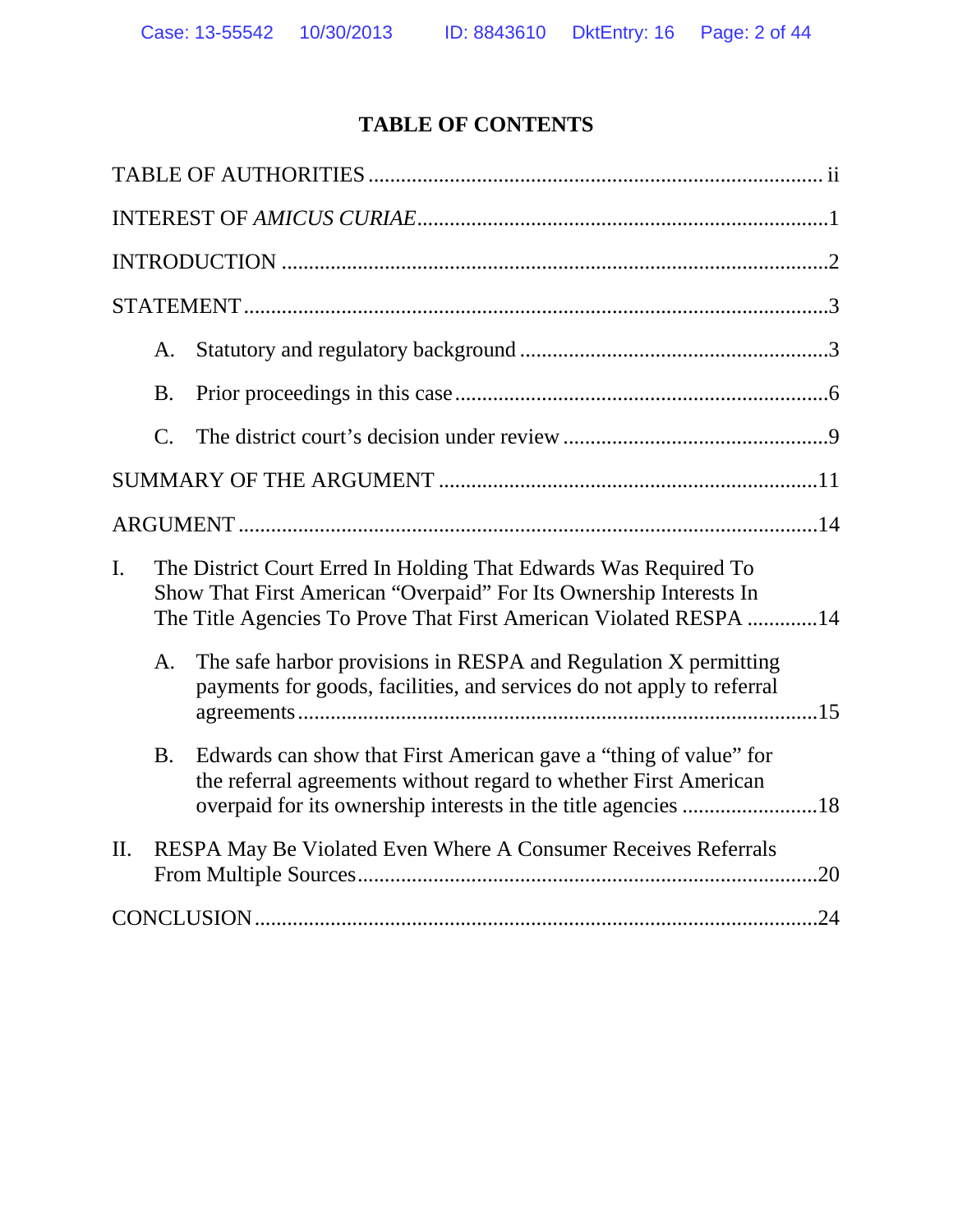# TABLE OF CONTENTS

TABLE OF AUTHORITIES .................................................................................. ii

INTEREST OF *AMICUS CURIAE*..........................................................................1

INTRODUCTION ...................................................................................................2

STATEMENT..........................................................................................................3

A. Statutory and regulatory background ........................................................3

B. Prior proceedings in this case ....................................................................6

C. The district court's decision under review ................................................9

SUMMARY OF THE ARGUMENT .....................................................................11

ARGUMENT.........................................................................................................14

I. The District Court Erred In Holding That Edwards Was Required To Show That First American "Overpaid" For Its Ownership Interests In The Title Agencies To Prove That First American Violated RESPA .............14

A. The safe harbor provisions in RESPA and Regulation X permitting payments for goods, facilities, and services do not apply to referral agreements..............................................................................................15

B. Edwards can show that First American gave a "thing of value" for the referral agreements without regard to whether First American overpaid for its ownership interests in the title agencies .........................18

II. RESPA May Be Violated Even Where A Consumer Receives Referrals From Multiple Sources....................................................................................20

CONCLUSION......................................................................................................24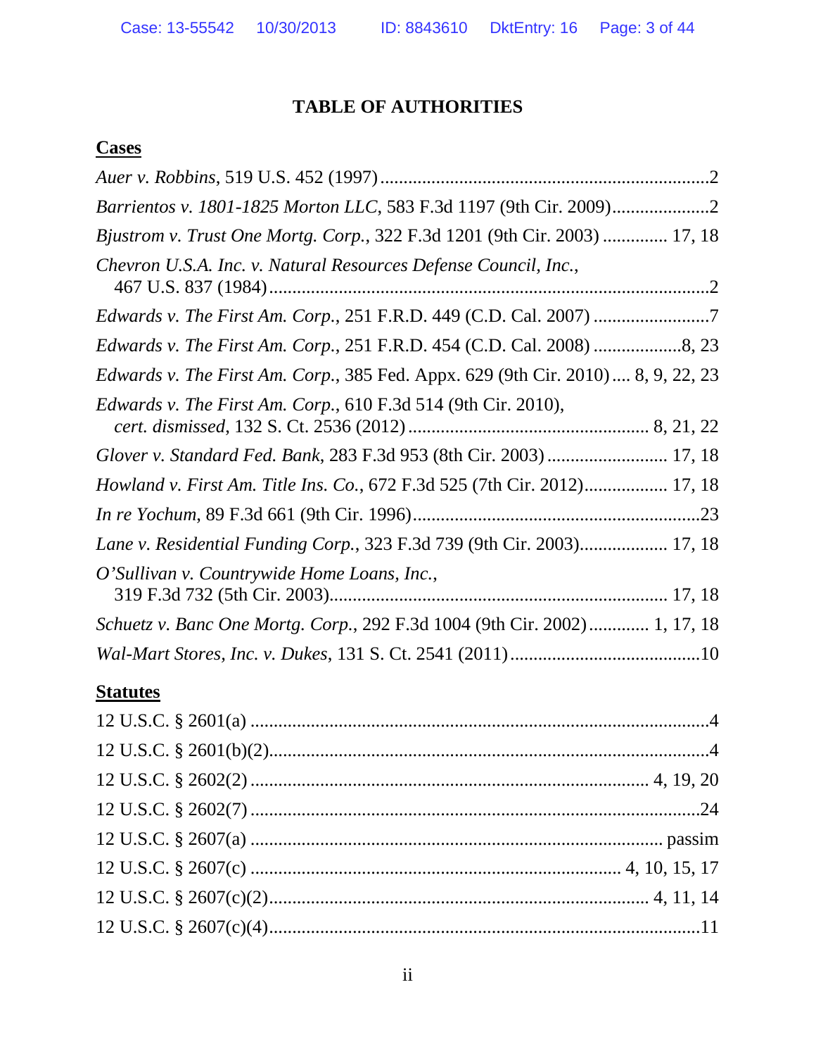# TABLE OF AUTHORITIES

## Cases

*Auer v. Robbins*, 519 U.S. 452 (1997) .......................................................................2

*Barrientos v. 1801-1825 Morton LLC*, 583 F.3d 1197 (9th Cir. 2009)....................2

*Bjustrom v. Trust One Mortg. Corp.*, 322 F.3d 1201 (9th Cir. 2003) ............. 17, 18

*Chevron U.S.A. Inc. v. Natural Resources Defense Council, Inc.*, 467 U.S. 837 (1984) ..............................................................................................2

*Edwards v. The First Am. Corp.*, 251 F.R.D. 449 (C.D. Cal. 2007) .........................7

*Edwards v. The First Am. Corp.*, 251 F.R.D. 454 (C.D. Cal. 2008) ...................8, 23

*Edwards v. The First Am. Corp.*, 385 Fed. Appx. 629 (9th Cir. 2010) .... 8, 9, 22, 23

*Edwards v. The First Am. Corp.*, 610 F.3d 514 (9th Cir. 2010), *cert. dismissed*, 132 S. Ct. 2536 (2012) .................................................... 8, 21, 22

*Glover v. Standard Fed. Bank*, 283 F.3d 953 (8th Cir. 2003) .......................... 17, 18

*Howland v. First Am. Title Ins. Co.*, 672 F.3d 525 (7th Cir. 2012).................. 17, 18

*In re Yochum*, 89 F.3d 661 (9th Cir. 1996)..............................................................23

*Lane v. Residential Funding Corp.*, 323 F.3d 739 (9th Cir. 2003)................... 17, 18

*O'Sullivan v. Countrywide Home Loans, Inc.*, 319 F.3d 732 (5th Cir. 2003)........................................................................ 17, 18

*Schuetz v. Banc One Mortg. Corp.*, 292 F.3d 1004 (9th Cir. 2002) ............. 1, 17, 18

*Wal-Mart Stores, Inc. v. Dukes*, 131 S. Ct. 2541 (2011) .........................................10

## Statutes

12 U.S.C. § 2601(a) ..................................................................................................4

12 U.S.C. § 2601(b)(2)..............................................................................................4

12 U.S.C. § 2602(2) ................................................................................... 4, 19, 20

12 U.S.C. § 2602(7) ................................................................................................24

12 U.S.C. § 2607(a) ...................................................................................... passim

12 U.S.C. § 2607(c) ................................................................................ 4, 10, 15, 17

12 U.S.C. § 2607(c)(2)................................................................................ 4, 11, 14

12 U.S.C. § 2607(c)(4).............................................................................................11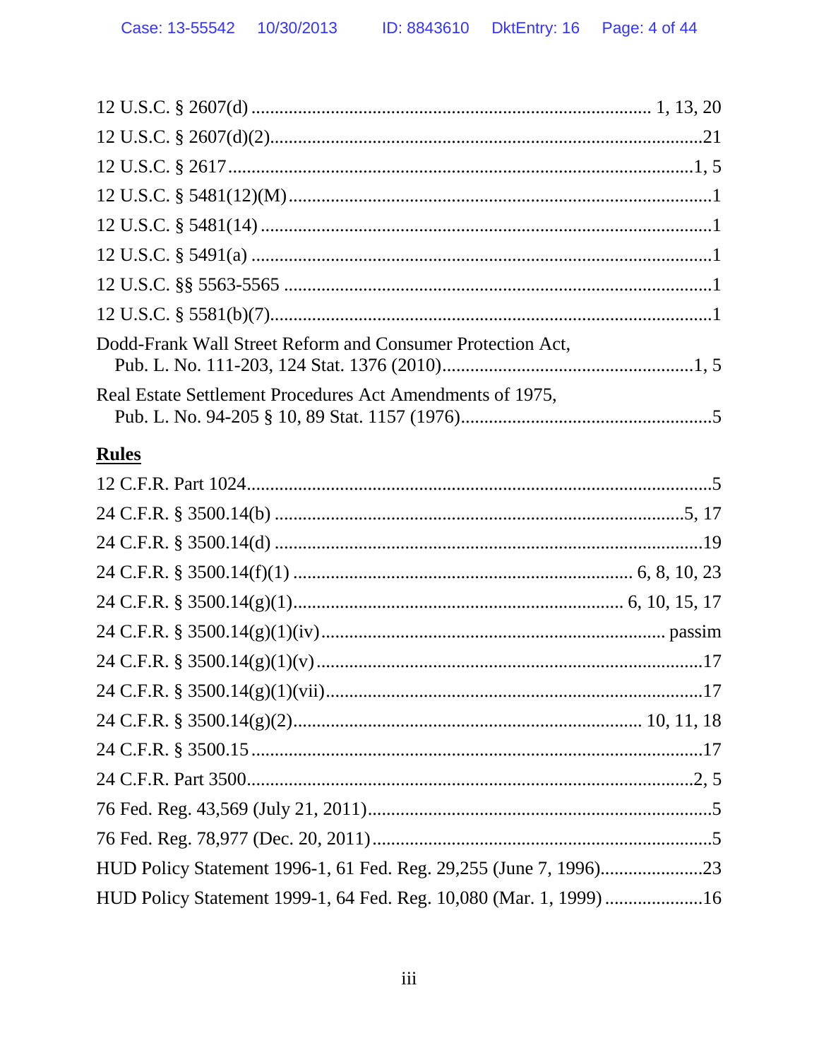12 U.S.C. § 2607(d) ........................................................................ 1, 13, 20

12 U.S.C. § 2607(d)(2)........................................................................21

12 U.S.C. § 2617 ..............................................................................1, 5

12 U.S.C. § 5481(12)(M).......................................................................1

12 U.S.C. § 5481(14) ..........................................................................1

12 U.S.C. § 5491(a) ............................................................................1

12 U.S.C. §§ 5563-5565 .......................................................................1

12 U.S.C. § 5581(b)(7)..........................................................................1

Dodd-Frank Wall Street Reform and Consumer Protection Act,
Pub. L. No. 111-203, 124 Stat. 1376 (2010).......................................1, 5

Real Estate Settlement Procedures Act Amendments of 1975,
Pub. L. No. 94-205 § 10, 89 Stat. 1157 (1976)......................................5

## Rules

12 C.F.R. Part 1024..............................................................................5

24 C.F.R. § 3500.14(b) ....................................................................5, 17

24 C.F.R. § 3500.14(d) .......................................................................19

24 C.F.R. § 3500.14(f)(1) ........................................................ 6, 8, 10, 23

24 C.F.R. § 3500.14(g)(1)........................................................ 6, 10, 15, 17

24 C.F.R. § 3500.14(g)(1)(iv)......................................................... passim

24 C.F.R. § 3500.14(g)(1)(v) .................................................................17

24 C.F.R. § 3500.14(g)(1)(vii)................................................................17

24 C.F.R. § 3500.14(g)(2)........................................................... 10, 11, 18

24 C.F.R. § 3500.15 .............................................................................17

24 C.F.R. Part 3500...........................................................................2, 5

76 Fed. Reg. 43,569 (July 21, 2011).........................................................5

76 Fed. Reg. 78,977 (Dec. 20, 2011).........................................................5

HUD Policy Statement 1996-1, 61 Fed. Reg. 29,255 (June 7, 1996)......................23

HUD Policy Statement 1999-1, 64 Fed. Reg. 10,080 (Mar. 1, 1999) .....................16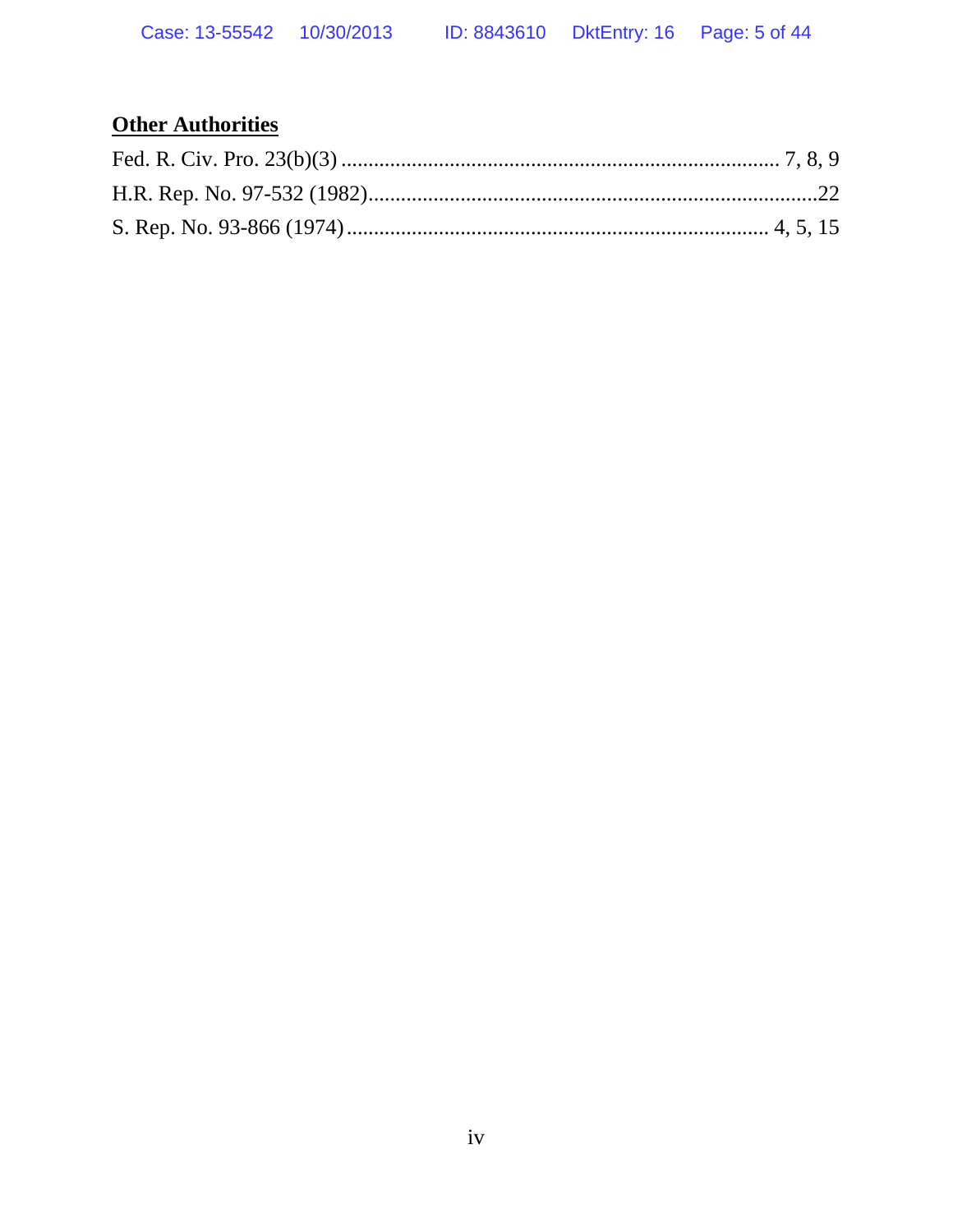**<u>Other Authorities</u>**

Fed. R. Civ. Pro. 23(b)(3) ................................................................................ 7, 8, 9

H.R. Rep. No. 97-532 (1982)...................................................................................22

S. Rep. No. 93-866 (1974) ............................................................................. 4, 5, 15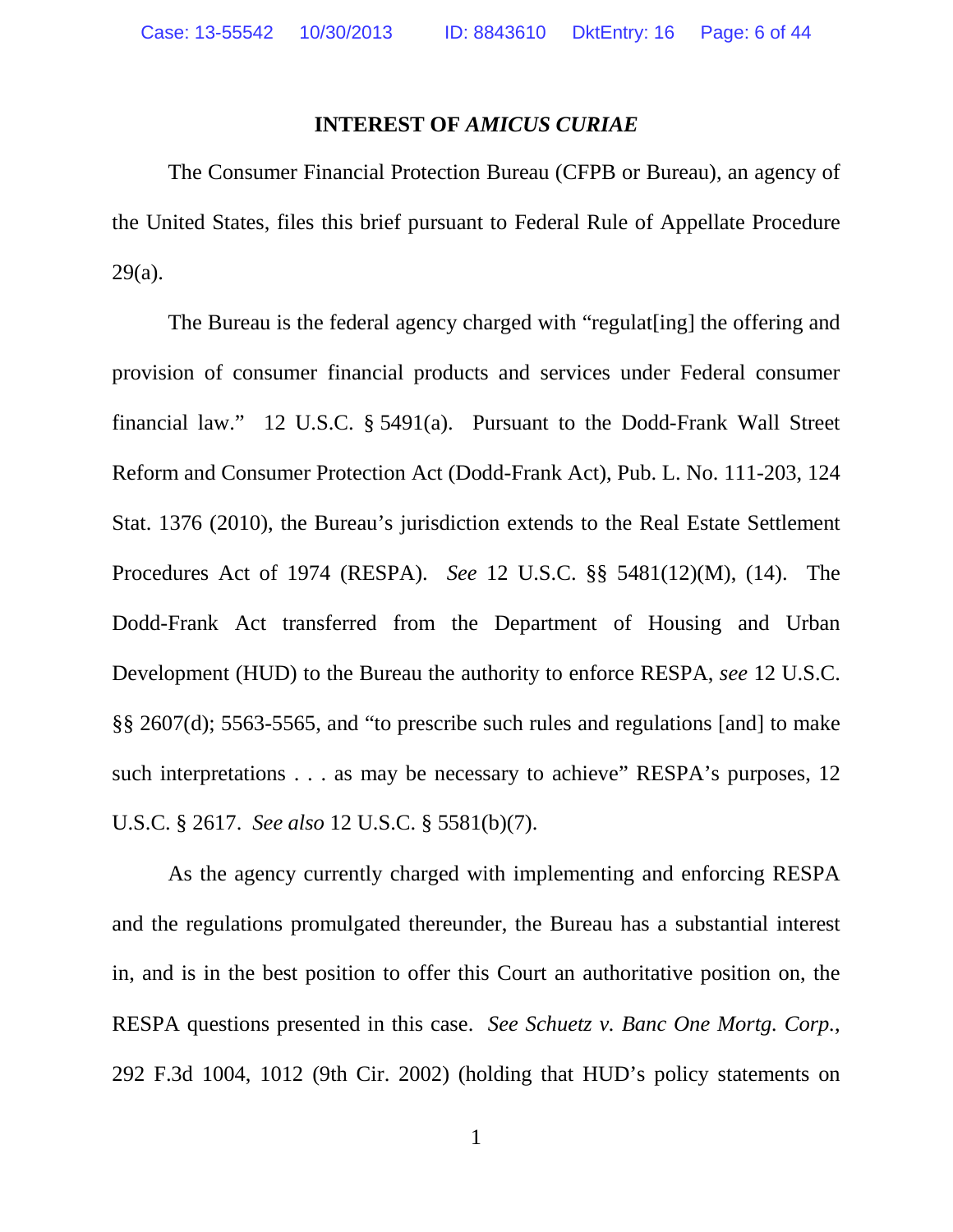## INTEREST OF *AMICUS CURIAE*

The Consumer Financial Protection Bureau (CFPB or Bureau), an agency of the United States, files this brief pursuant to Federal Rule of Appellate Procedure 29(a).

The Bureau is the federal agency charged with "regulat[ing] the offering and provision of consumer financial products and services under Federal consumer financial law." 12 U.S.C. § 5491(a). Pursuant to the Dodd-Frank Wall Street Reform and Consumer Protection Act (Dodd-Frank Act), Pub. L. No. 111-203, 124 Stat. 1376 (2010), the Bureau's jurisdiction extends to the Real Estate Settlement Procedures Act of 1974 (RESPA). *See* 12 U.S.C. §§ 5481(12)(M), (14). The Dodd-Frank Act transferred from the Department of Housing and Urban Development (HUD) to the Bureau the authority to enforce RESPA, *see* 12 U.S.C. §§ 2607(d); 5563-5565, and "to prescribe such rules and regulations [and] to make such interpretations . . . as may be necessary to achieve" RESPA's purposes, 12 U.S.C. § 2617. *See also* 12 U.S.C. § 5581(b)(7).

As the agency currently charged with implementing and enforcing RESPA and the regulations promulgated thereunder, the Bureau has a substantial interest in, and is in the best position to offer this Court an authoritative position on, the RESPA questions presented in this case. *See Schuetz v. Banc One Mortg. Corp.*, 292 F.3d 1004, 1012 (9th Cir. 2002) (holding that HUD's policy statements on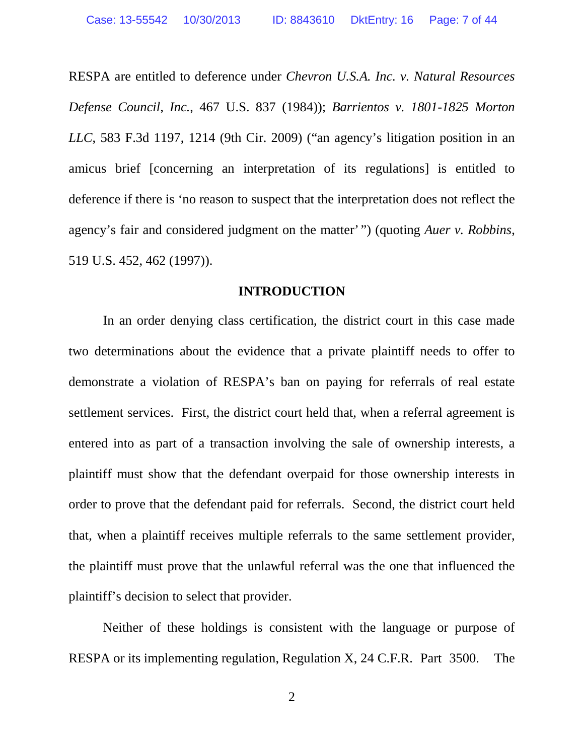RESPA are entitled to deference under *Chevron U.S.A. Inc. v. Natural Resources Defense Council, Inc.*, 467 U.S. 837 (1984)); *Barrientos v. 1801-1825 Morton LLC*, 583 F.3d 1197, 1214 (9th Cir. 2009) ("an agency's litigation position in an amicus brief [concerning an interpretation of its regulations] is entitled to deference if there is 'no reason to suspect that the interpretation does not reflect the agency's fair and considered judgment on the matter' ") (quoting *Auer v. Robbins*, 519 U.S. 452, 462 (1997)).

## INTRODUCTION

In an order denying class certification, the district court in this case made two determinations about the evidence that a private plaintiff needs to offer to demonstrate a violation of RESPA's ban on paying for referrals of real estate settlement services. First, the district court held that, when a referral agreement is entered into as part of a transaction involving the sale of ownership interests, a plaintiff must show that the defendant overpaid for those ownership interests in order to prove that the defendant paid for referrals. Second, the district court held that, when a plaintiff receives multiple referrals to the same settlement provider, the plaintiff must prove that the unlawful referral was the one that influenced the plaintiff's decision to select that provider.

Neither of these holdings is consistent with the language or purpose of RESPA or its implementing regulation, Regulation X, 24 C.F.R. Part 3500. The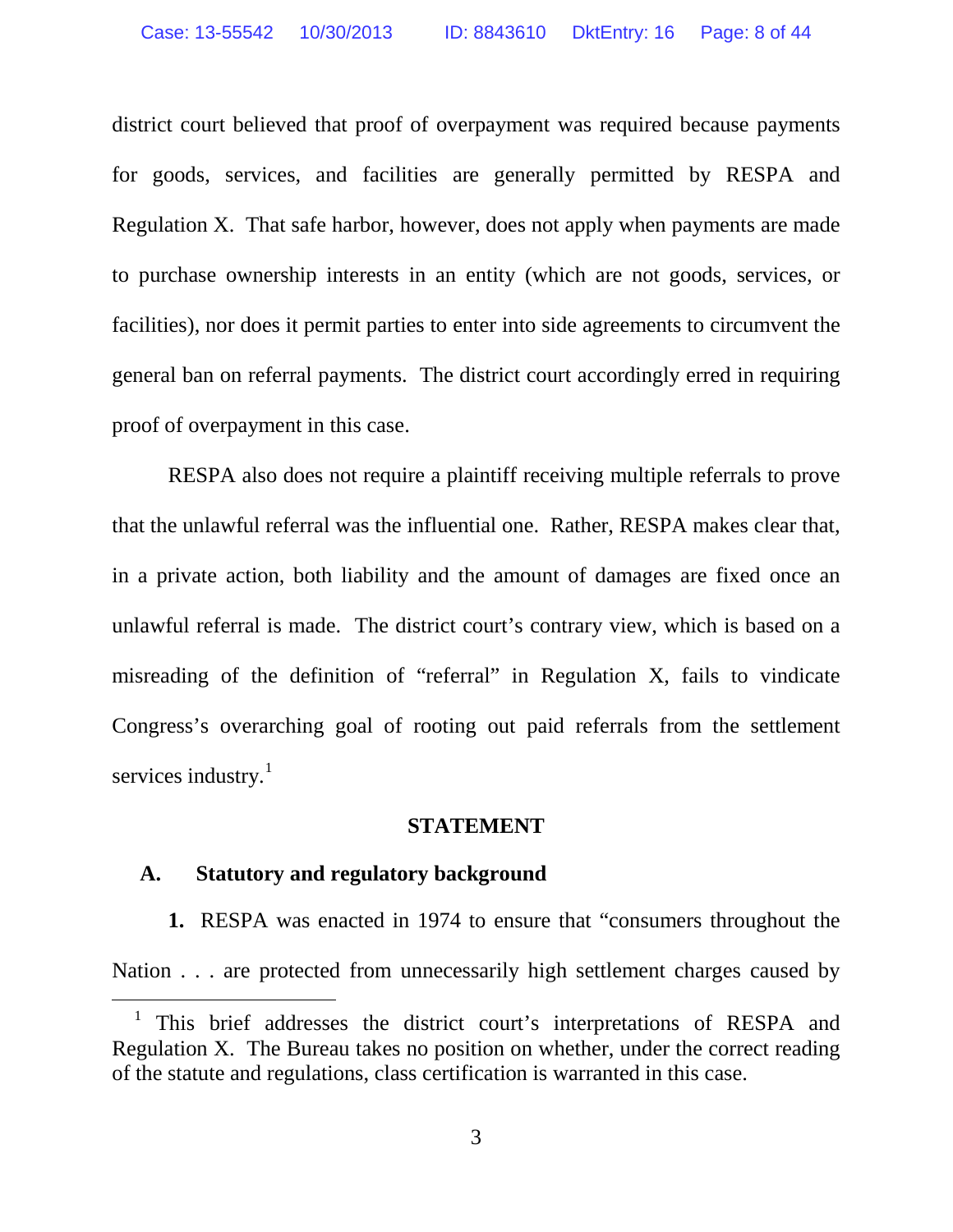district court believed that proof of overpayment was required because payments for goods, services, and facilities are generally permitted by RESPA and Regulation X. That safe harbor, however, does not apply when payments are made to purchase ownership interests in an entity (which are not goods, services, or facilities), nor does it permit parties to enter into side agreements to circumvent the general ban on referral payments. The district court accordingly erred in requiring proof of overpayment in this case.

RESPA also does not require a plaintiff receiving multiple referrals to prove that the unlawful referral was the influential one. Rather, RESPA makes clear that, in a private action, both liability and the amount of damages are fixed once an unlawful referral is made. The district court's contrary view, which is based on a misreading of the definition of "referral" in Regulation X, fails to vindicate Congress's overarching goal of rooting out paid referrals from the settlement services industry.[1]

## STATEMENT

### A. Statutory and regulatory background

**1.** RESPA was enacted in 1974 to ensure that "consumers throughout the Nation . . . are protected from unnecessarily high settlement charges caused by

---

[1] This brief addresses the district court's interpretations of RESPA and Regulation X. The Bureau takes no position on whether, under the correct reading of the statute and regulations, class certification is warranted in this case.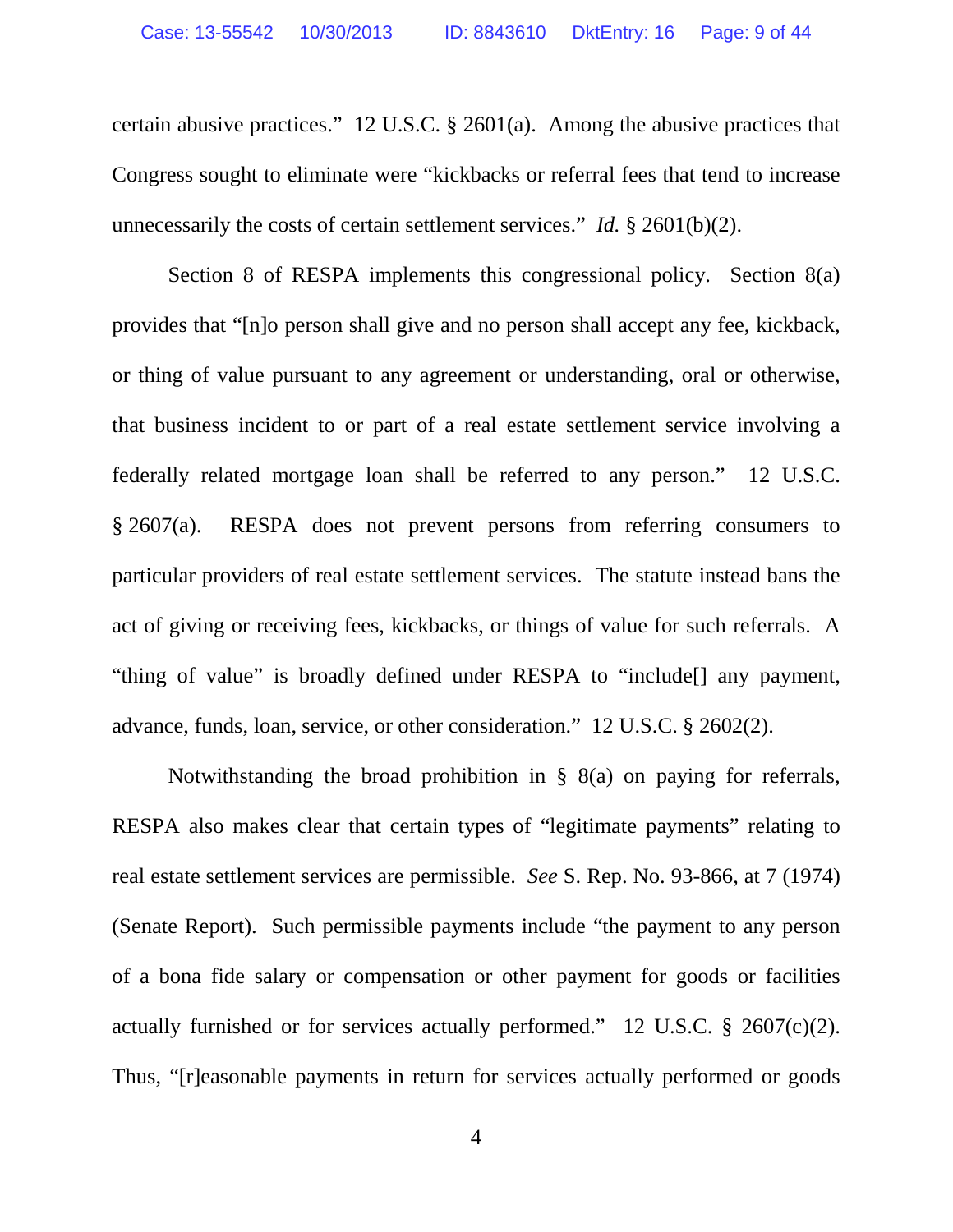certain abusive practices." 12 U.S.C. § 2601(a). Among the abusive practices that Congress sought to eliminate were "kickbacks or referral fees that tend to increase unnecessarily the costs of certain settlement services." *Id.* § 2601(b)(2).

Section 8 of RESPA implements this congressional policy. Section 8(a) provides that "[n]o person shall give and no person shall accept any fee, kickback, or thing of value pursuant to any agreement or understanding, oral or otherwise, that business incident to or part of a real estate settlement service involving a federally related mortgage loan shall be referred to any person." 12 U.S.C. § 2607(a). RESPA does not prevent persons from referring consumers to particular providers of real estate settlement services. The statute instead bans the act of giving or receiving fees, kickbacks, or things of value for such referrals. A "thing of value" is broadly defined under RESPA to "include[] any payment, advance, funds, loan, service, or other consideration." 12 U.S.C. § 2602(2).

Notwithstanding the broad prohibition in § 8(a) on paying for referrals, RESPA also makes clear that certain types of "legitimate payments" relating to real estate settlement services are permissible. *See* S. Rep. No. 93-866, at 7 (1974) (Senate Report). Such permissible payments include "the payment to any person of a bona fide salary or compensation or other payment for goods or facilities actually furnished or for services actually performed." 12 U.S.C. § 2607(c)(2). Thus, "[r]easonable payments in return for services actually performed or goods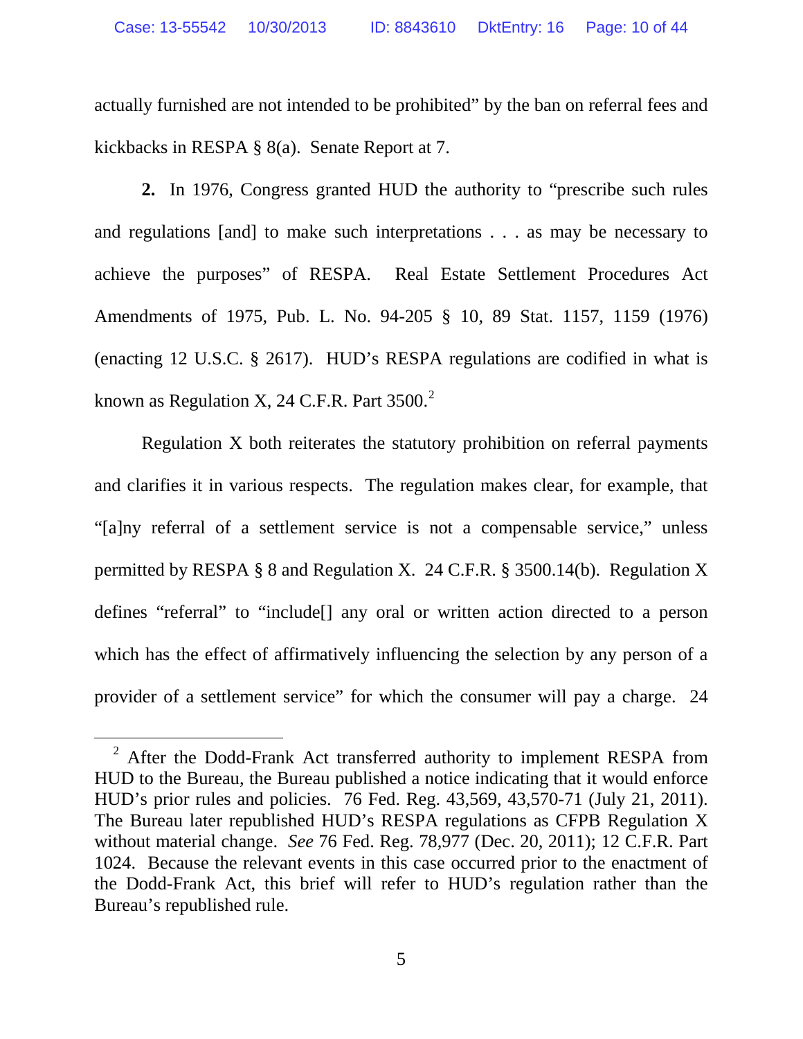actually furnished are not intended to be prohibited" by the ban on referral fees and kickbacks in RESPA § 8(a). Senate Report at 7.

**2.** In 1976, Congress granted HUD the authority to "prescribe such rules and regulations [and] to make such interpretations . . . as may be necessary to achieve the purposes" of RESPA. Real Estate Settlement Procedures Act Amendments of 1975, Pub. L. No. 94-205 § 10, 89 Stat. 1157, 1159 (1976) (enacting 12 U.S.C. § 2617). HUD's RESPA regulations are codified in what is known as Regulation X, 24 C.F.R. Part 3500.[2]

Regulation X both reiterates the statutory prohibition on referral payments and clarifies it in various respects. The regulation makes clear, for example, that "[a]ny referral of a settlement service is not a compensable service," unless permitted by RESPA § 8 and Regulation X. 24 C.F.R. § 3500.14(b). Regulation X defines "referral" to "include[] any oral or written action directed to a person which has the effect of affirmatively influencing the selection by any person of a provider of a settlement service" for which the consumer will pay a charge. 24

---

[2] After the Dodd-Frank Act transferred authority to implement RESPA from HUD to the Bureau, the Bureau published a notice indicating that it would enforce HUD's prior rules and policies. 76 Fed. Reg. 43,569, 43,570-71 (July 21, 2011). The Bureau later republished HUD's RESPA regulations as CFPB Regulation X without material change. *See* 76 Fed. Reg. 78,977 (Dec. 20, 2011); 12 C.F.R. Part 1024. Because the relevant events in this case occurred prior to the enactment of the Dodd-Frank Act, this brief will refer to HUD's regulation rather than the Bureau's republished rule.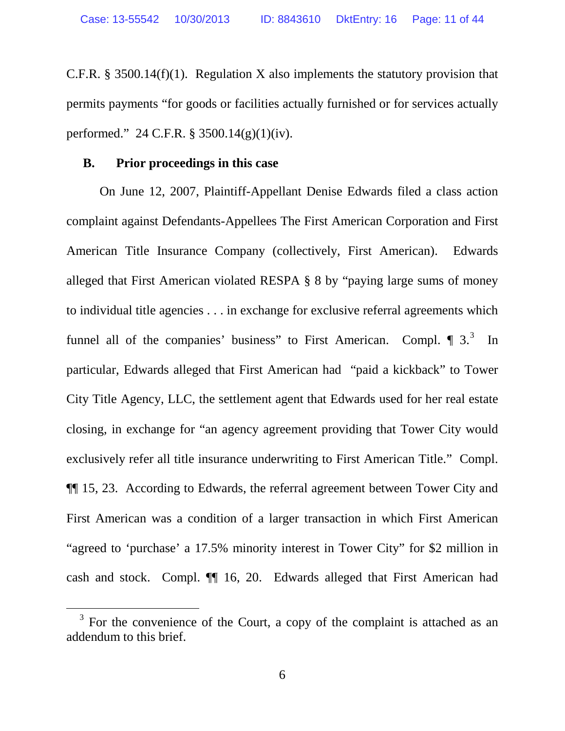C.F.R. § 3500.14(f)(1). Regulation X also implements the statutory provision that permits payments "for goods or facilities actually furnished or for services actually performed." 24 C.F.R. § 3500.14(g)(1)(iv).

### B. Prior proceedings in this case

On June 12, 2007, Plaintiff-Appellant Denise Edwards filed a class action complaint against Defendants-Appellees The First American Corporation and First American Title Insurance Company (collectively, First American). Edwards alleged that First American violated RESPA § 8 by "paying large sums of money to individual title agencies . . . in exchange for exclusive referral agreements which funnel all of the companies' business" to First American. Compl. ¶ 3.[3] In particular, Edwards alleged that First American had "paid a kickback" to Tower City Title Agency, LLC, the settlement agent that Edwards used for her real estate closing, in exchange for "an agency agreement providing that Tower City would exclusively refer all title insurance underwriting to First American Title." Compl. ¶¶ 15, 23. According to Edwards, the referral agreement between Tower City and First American was a condition of a larger transaction in which First American "agreed to 'purchase' a 17.5% minority interest in Tower City" for $2 million in cash and stock. Compl. ¶¶ 16, 20. Edwards alleged that First American had

[3] For the convenience of the Court, a copy of the complaint is attached as an addendum to this brief.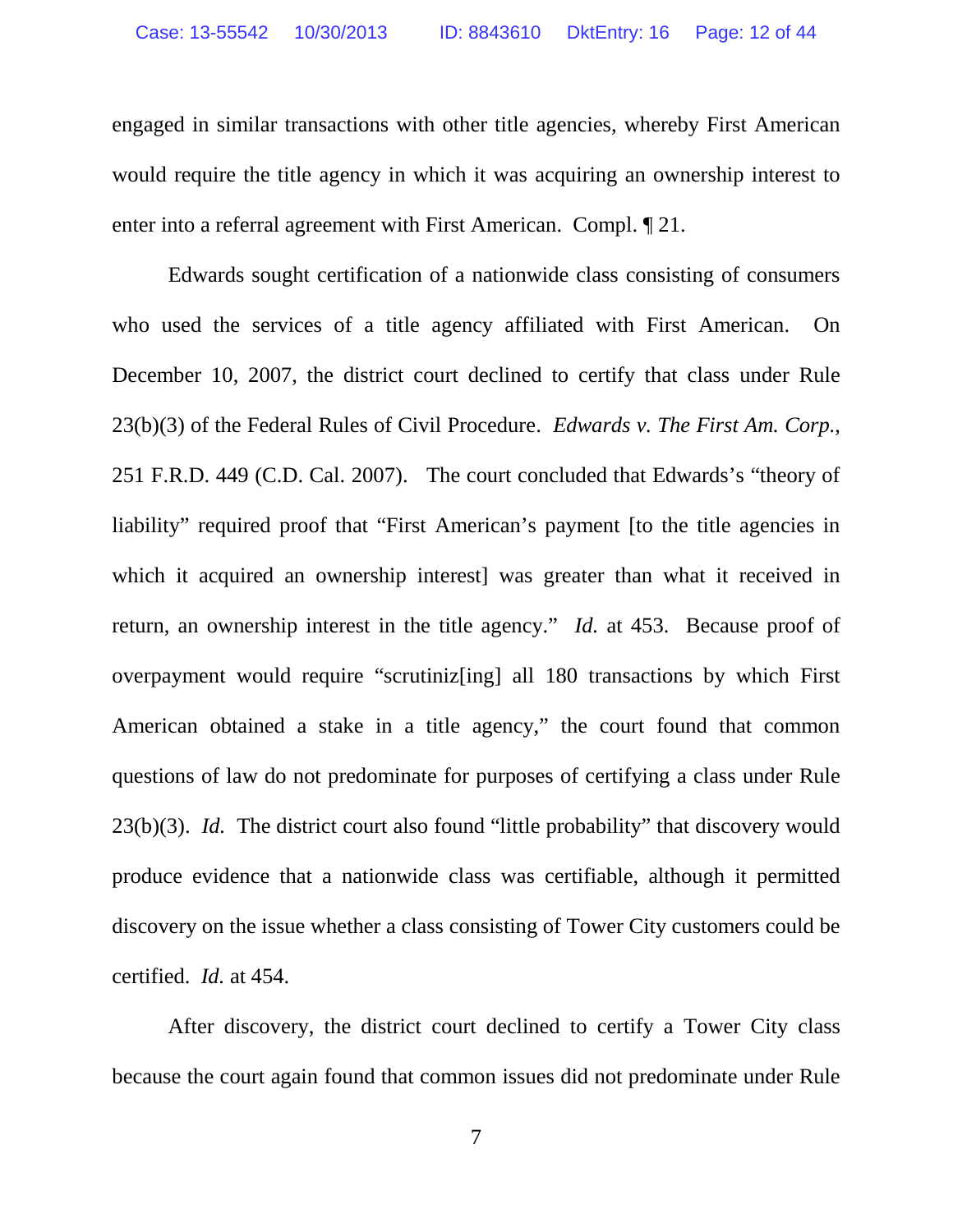engaged in similar transactions with other title agencies, whereby First American would require the title agency in which it was acquiring an ownership interest to enter into a referral agreement with First American. Compl. ¶ 21.

Edwards sought certification of a nationwide class consisting of consumers who used the services of a title agency affiliated with First American. On December 10, 2007, the district court declined to certify that class under Rule 23(b)(3) of the Federal Rules of Civil Procedure. *Edwards v. The First Am. Corp.*, 251 F.R.D. 449 (C.D. Cal. 2007). The court concluded that Edwards's "theory of liability" required proof that "First American's payment [to the title agencies in which it acquired an ownership interest] was greater than what it received in return, an ownership interest in the title agency." *Id.* at 453. Because proof of overpayment would require "scrutiniz[ing] all 180 transactions by which First American obtained a stake in a title agency," the court found that common questions of law do not predominate for purposes of certifying a class under Rule 23(b)(3). *Id.* The district court also found "little probability" that discovery would produce evidence that a nationwide class was certifiable, although it permitted discovery on the issue whether a class consisting of Tower City customers could be certified. *Id.* at 454.

After discovery, the district court declined to certify a Tower City class because the court again found that common issues did not predominate under Rule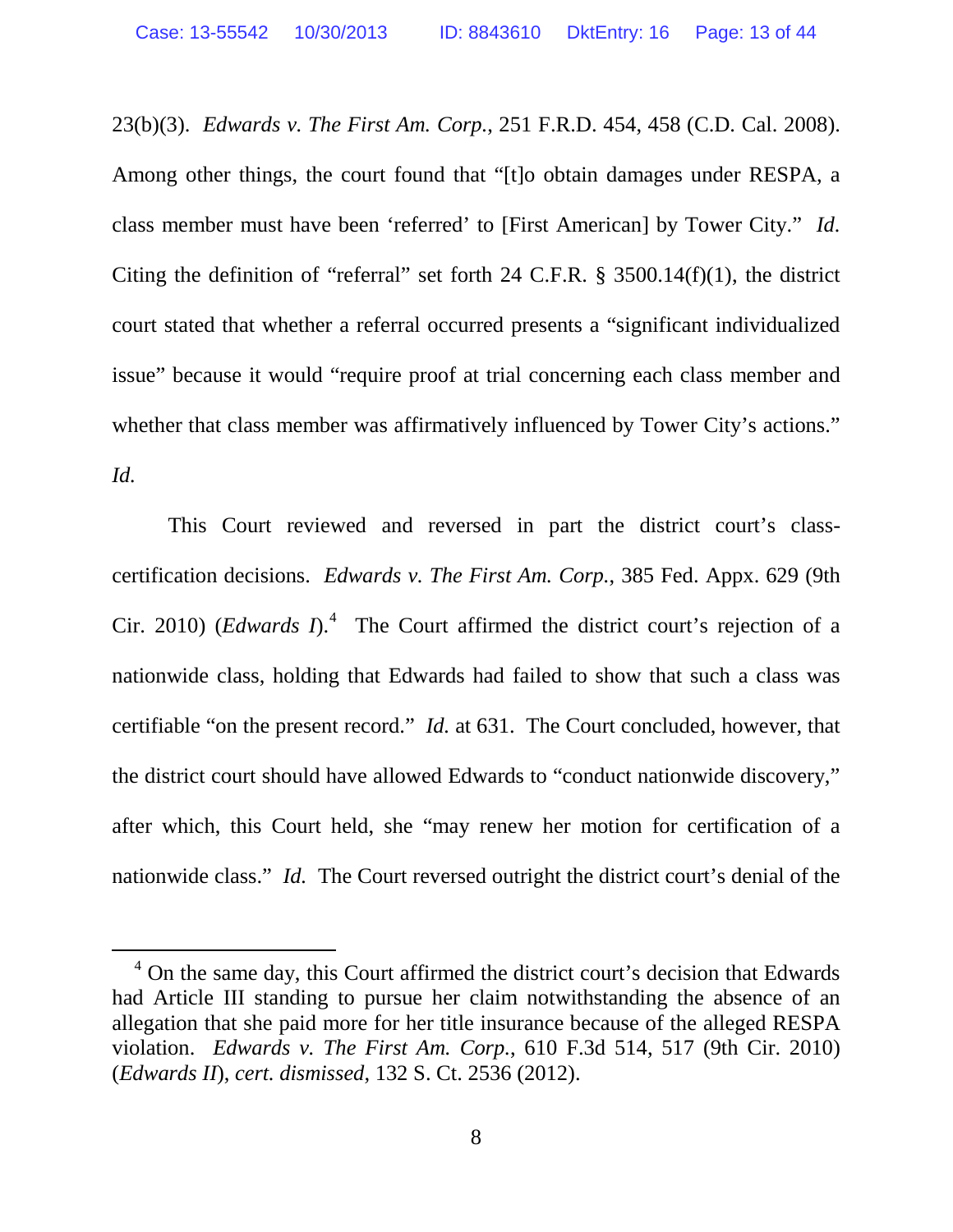23(b)(3). *Edwards v. The First Am. Corp.*, 251 F.R.D. 454, 458 (C.D. Cal. 2008). Among other things, the court found that "[t]o obtain damages under RESPA, a class member must have been 'referred' to [First American] by Tower City." *Id.* Citing the definition of "referral" set forth 24 C.F.R. § 3500.14(f)(1), the district court stated that whether a referral occurred presents a "significant individualized issue" because it would "require proof at trial concerning each class member and whether that class member was affirmatively influenced by Tower City's actions." *Id.*

This Court reviewed and reversed in part the district court's class-certification decisions. *Edwards v. The First Am. Corp.*, 385 Fed. Appx. 629 (9th Cir. 2010) (*Edwards I*).[4] The Court affirmed the district court's rejection of a nationwide class, holding that Edwards had failed to show that such a class was certifiable "on the present record." *Id.* at 631. The Court concluded, however, that the district court should have allowed Edwards to "conduct nationwide discovery," after which, this Court held, she "may renew her motion for certification of a nationwide class." *Id.* The Court reversed outright the district court's denial of the

[4] On the same day, this Court affirmed the district court's decision that Edwards had Article III standing to pursue her claim notwithstanding the absence of an allegation that she paid more for her title insurance because of the alleged RESPA violation. *Edwards v. The First Am. Corp.*, 610 F.3d 514, 517 (9th Cir. 2010) (*Edwards II*), *cert. dismissed*, 132 S. Ct. 2536 (2012).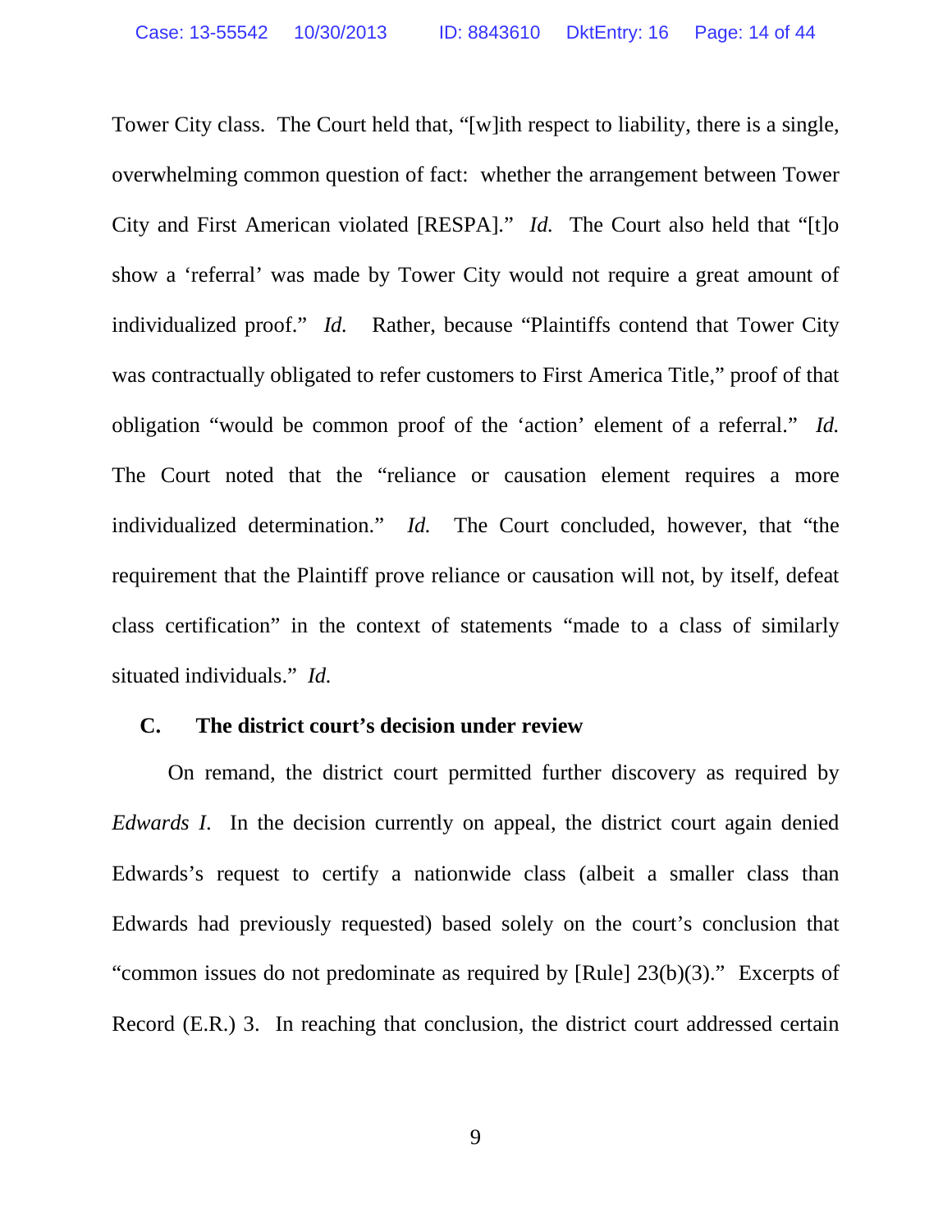Tower City class. The Court held that, "[w]ith respect to liability, there is a single, overwhelming common question of fact: whether the arrangement between Tower City and First American violated [RESPA]." *Id.* The Court also held that "[t]o show a 'referral' was made by Tower City would not require a great amount of individualized proof." *Id.* Rather, because "Plaintiffs contend that Tower City was contractually obligated to refer customers to First America Title," proof of that obligation "would be common proof of the 'action' element of a referral." *Id.* The Court noted that the "reliance or causation element requires a more individualized determination." *Id.* The Court concluded, however, that "the requirement that the Plaintiff prove reliance or causation will not, by itself, defeat class certification" in the context of statements "made to a class of similarly situated individuals." *Id.*

### C. The district court's decision under review

On remand, the district court permitted further discovery as required by *Edwards I*. In the decision currently on appeal, the district court again denied Edwards's request to certify a nationwide class (albeit a smaller class than Edwards had previously requested) based solely on the court's conclusion that "common issues do not predominate as required by [Rule] 23(b)(3)." Excerpts of Record (E.R.) 3. In reaching that conclusion, the district court addressed certain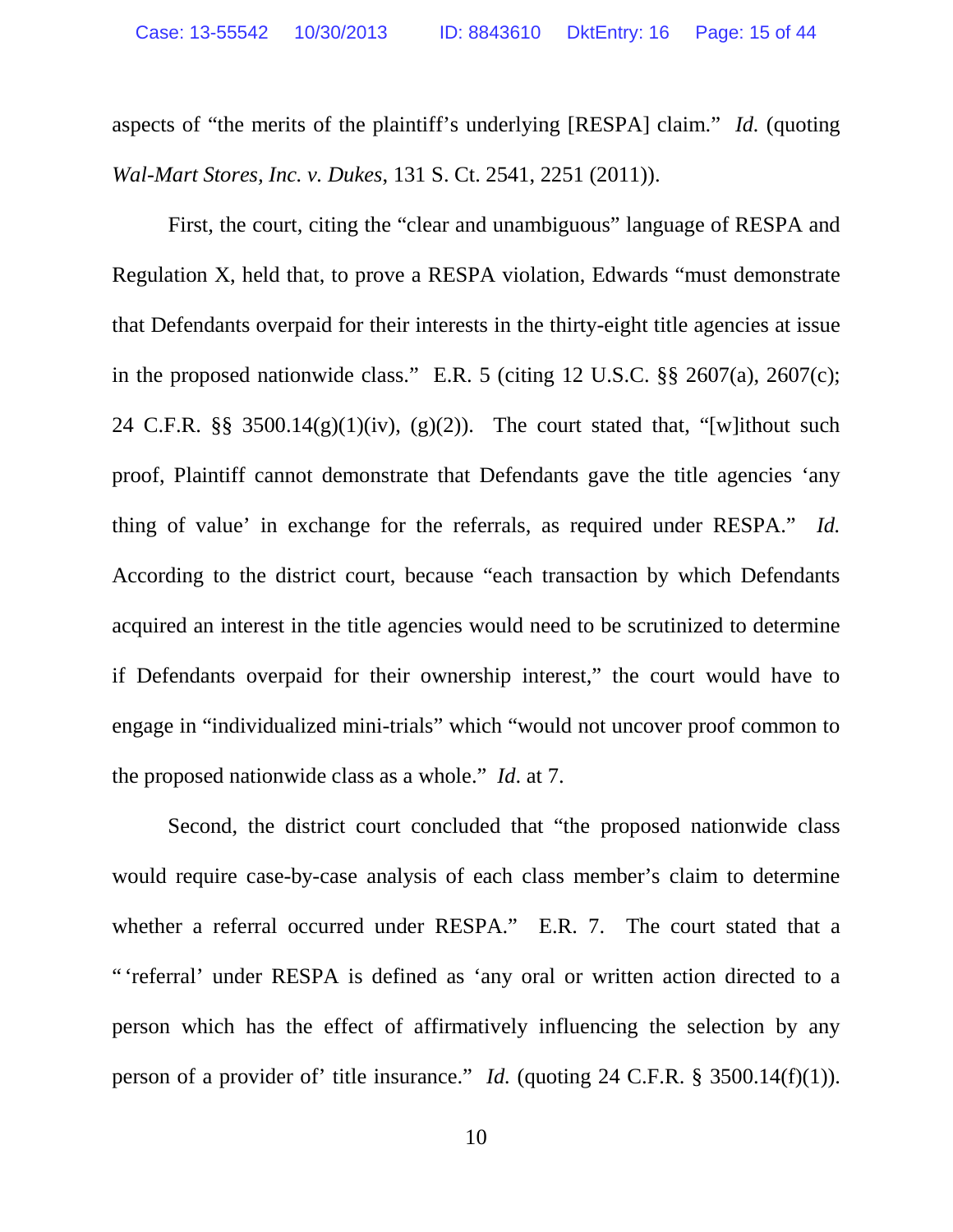aspects of "the merits of the plaintiff's underlying [RESPA] claim." *Id.* (quoting *Wal-Mart Stores, Inc. v. Dukes*, 131 S. Ct. 2541, 2251 (2011)).

First, the court, citing the "clear and unambiguous" language of RESPA and Regulation X, held that, to prove a RESPA violation, Edwards "must demonstrate that Defendants overpaid for their interests in the thirty-eight title agencies at issue in the proposed nationwide class." E.R. 5 (citing 12 U.S.C. §§ 2607(a), 2607(c); 24 C.F.R. §§ 3500.14(g)(1)(iv), (g)(2)). The court stated that, "[w]ithout such proof, Plaintiff cannot demonstrate that Defendants gave the title agencies 'any thing of value' in exchange for the referrals, as required under RESPA." *Id.* According to the district court, because "each transaction by which Defendants acquired an interest in the title agencies would need to be scrutinized to determine if Defendants overpaid for their ownership interest," the court would have to engage in "individualized mini-trials" which "would not uncover proof common to the proposed nationwide class as a whole." *Id*. at 7.

Second, the district court concluded that "the proposed nationwide class would require case-by-case analysis of each class member's claim to determine whether a referral occurred under RESPA." E.R. 7. The court stated that a "'referral' under RESPA is defined as 'any oral or written action directed to a person which has the effect of affirmatively influencing the selection by any person of a provider of' title insurance." *Id.* (quoting 24 C.F.R. § 3500.14(f)(1)).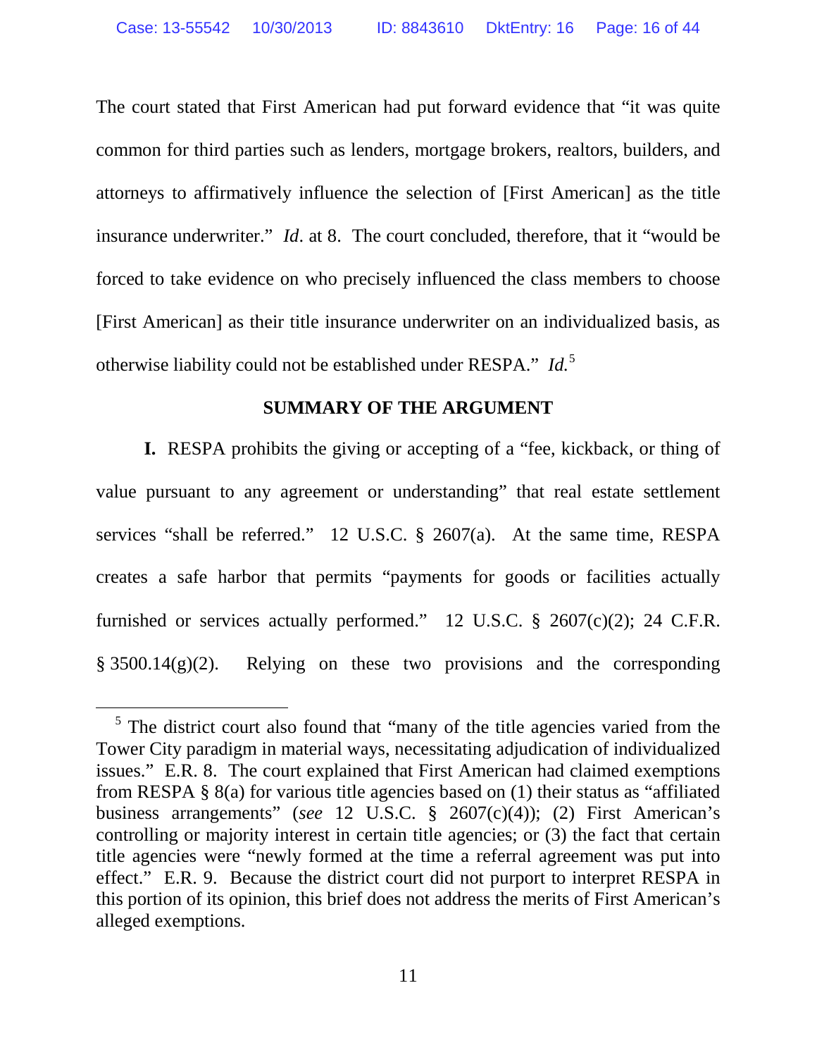The court stated that First American had put forward evidence that "it was quite common for third parties such as lenders, mortgage brokers, realtors, builders, and attorneys to affirmatively influence the selection of [First American] as the title insurance underwriter." *Id*. at 8. The court concluded, therefore, that it "would be forced to take evidence on who precisely influenced the class members to choose [First American] as their title insurance underwriter on an individualized basis, as otherwise liability could not be established under RESPA." *Id.*[5]

## SUMMARY OF THE ARGUMENT

**I.** RESPA prohibits the giving or accepting of a "fee, kickback, or thing of value pursuant to any agreement or understanding" that real estate settlement services "shall be referred." 12 U.S.C. § 2607(a). At the same time, RESPA creates a safe harbor that permits "payments for goods or facilities actually furnished or services actually performed." 12 U.S.C. § 2607(c)(2); 24 C.F.R. § 3500.14(g)(2). Relying on these two provisions and the corresponding

---

[5] The district court also found that "many of the title agencies varied from the Tower City paradigm in material ways, necessitating adjudication of individualized issues." E.R. 8. The court explained that First American had claimed exemptions from RESPA § 8(a) for various title agencies based on (1) their status as "affiliated business arrangements" (*see* 12 U.S.C. § 2607(c)(4)); (2) First American's controlling or majority interest in certain title agencies; or (3) the fact that certain title agencies were "newly formed at the time a referral agreement was put into effect." E.R. 9. Because the district court did not purport to interpret RESPA in this portion of its opinion, this brief does not address the merits of First American's alleged exemptions.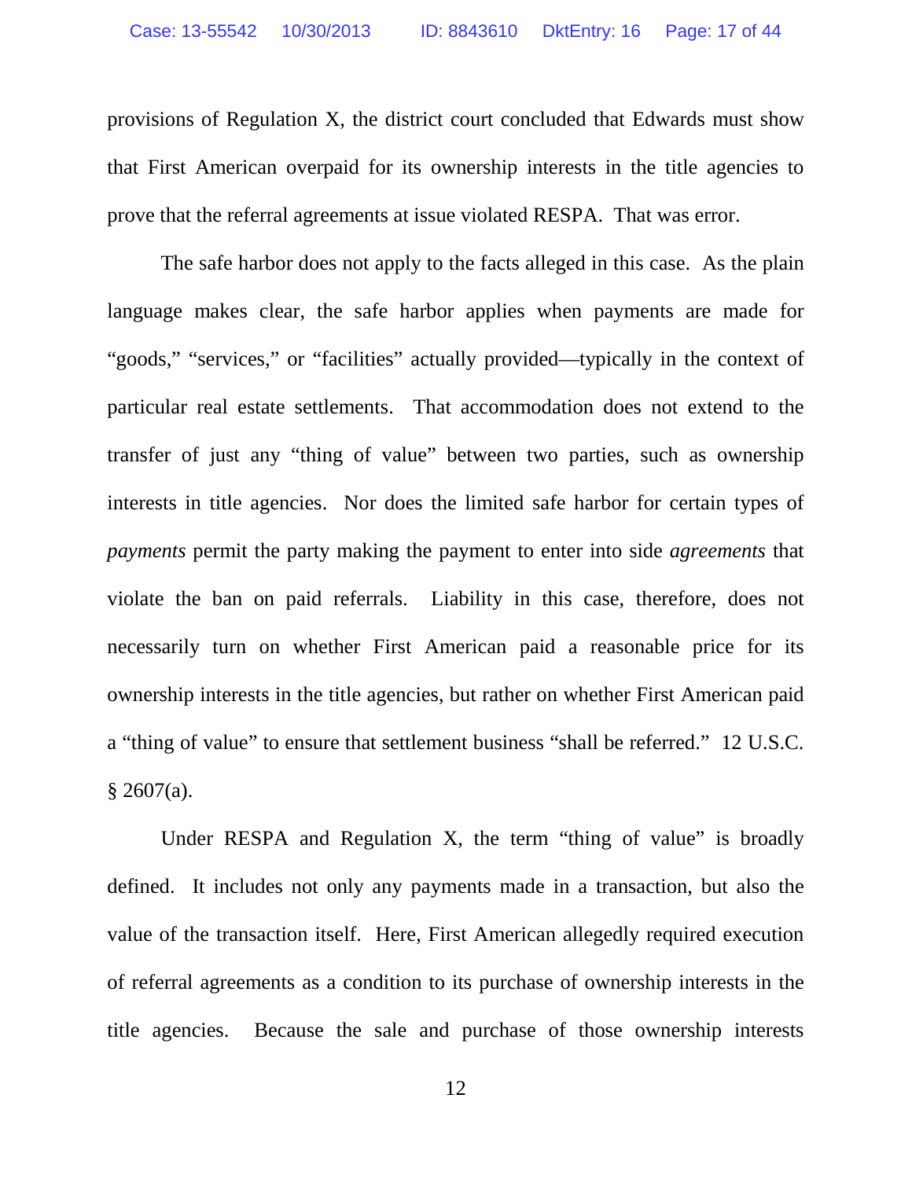provisions of Regulation X, the district court concluded that Edwards must show that First American overpaid for its ownership interests in the title agencies to prove that the referral agreements at issue violated RESPA. That was error.

The safe harbor does not apply to the facts alleged in this case. As the plain language makes clear, the safe harbor applies when payments are made for "goods," "services," or "facilities" actually provided—typically in the context of particular real estate settlements. That accommodation does not extend to the transfer of just any "thing of value" between two parties, such as ownership interests in title agencies. Nor does the limited safe harbor for certain types of *payments* permit the party making the payment to enter into side *agreements* that violate the ban on paid referrals. Liability in this case, therefore, does not necessarily turn on whether First American paid a reasonable price for its ownership interests in the title agencies, but rather on whether First American paid a "thing of value" to ensure that settlement business "shall be referred." 12 U.S.C. § 2607(a).

Under RESPA and Regulation X, the term "thing of value" is broadly defined. It includes not only any payments made in a transaction, but also the value of the transaction itself. Here, First American allegedly required execution of referral agreements as a condition to its purchase of ownership interests in the title agencies. Because the sale and purchase of those ownership interests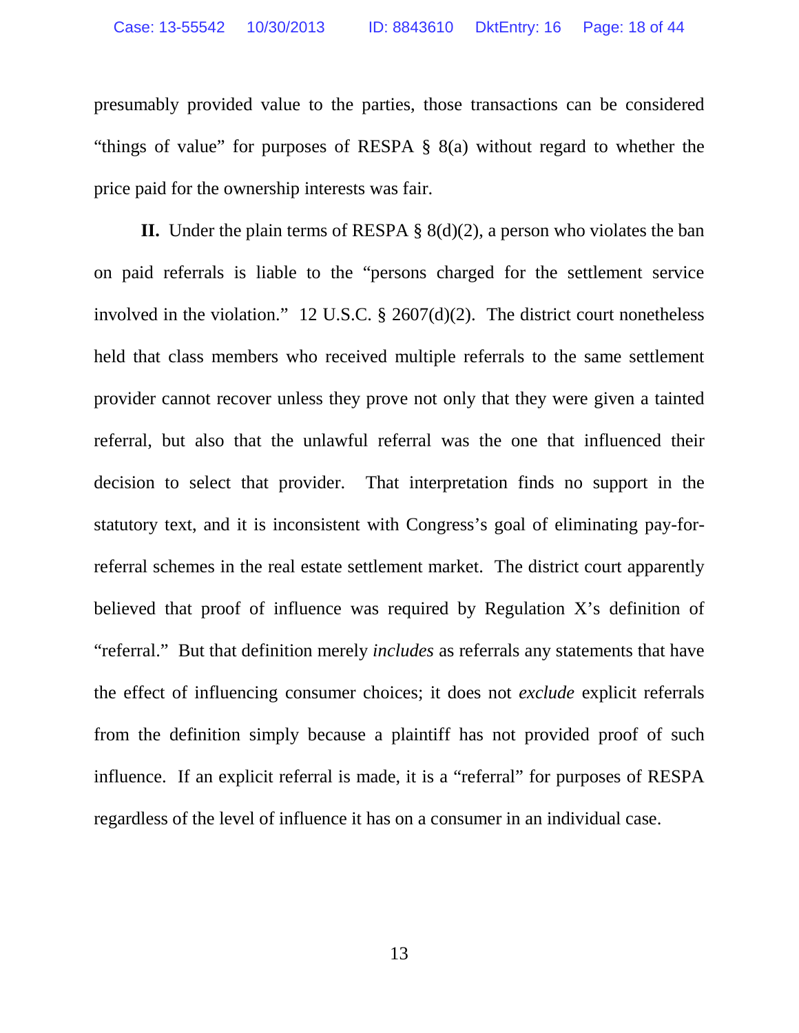presumably provided value to the parties, those transactions can be considered "things of value" for purposes of RESPA § 8(a) without regard to whether the price paid for the ownership interests was fair.

**II.** Under the plain terms of RESPA § 8(d)(2), a person who violates the ban on paid referrals is liable to the "persons charged for the settlement service involved in the violation." 12 U.S.C. § 2607(d)(2). The district court nonetheless held that class members who received multiple referrals to the same settlement provider cannot recover unless they prove not only that they were given a tainted referral, but also that the unlawful referral was the one that influenced their decision to select that provider. That interpretation finds no support in the statutory text, and it is inconsistent with Congress's goal of eliminating pay-for-referral schemes in the real estate settlement market. The district court apparently believed that proof of influence was required by Regulation X's definition of "referral." But that definition merely *includes* as referrals any statements that have the effect of influencing consumer choices; it does not *exclude* explicit referrals from the definition simply because a plaintiff has not provided proof of such influence. If an explicit referral is made, it is a "referral" for purposes of RESPA regardless of the level of influence it has on a consumer in an individual case.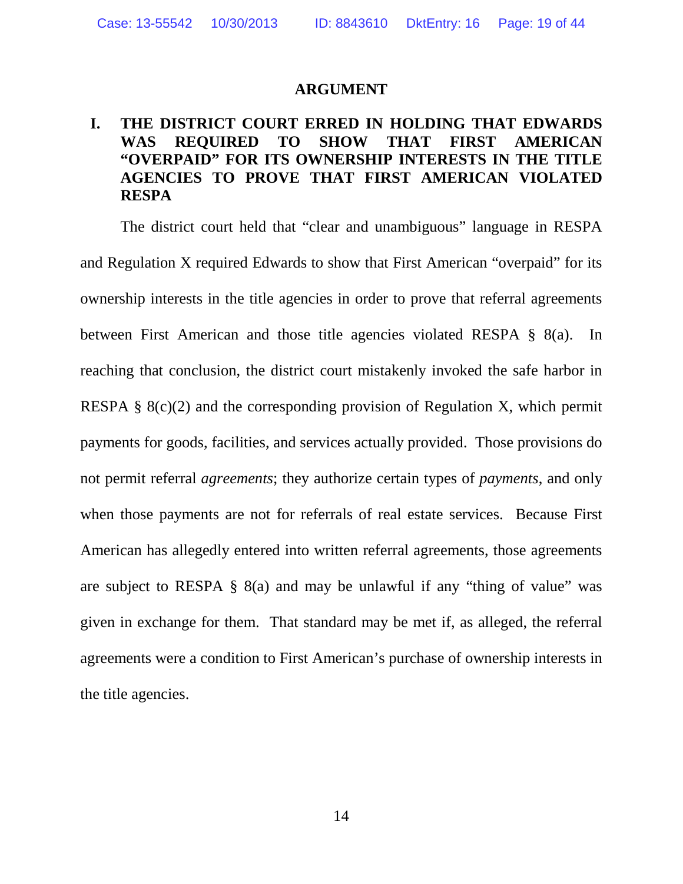## ARGUMENT

### I. THE DISTRICT COURT ERRED IN HOLDING THAT EDWARDS WAS REQUIRED TO SHOW THAT FIRST AMERICAN "OVERPAID" FOR ITS OWNERSHIP INTERESTS IN THE TITLE AGENCIES TO PROVE THAT FIRST AMERICAN VIOLATED RESPA

The district court held that "clear and unambiguous" language in RESPA and Regulation X required Edwards to show that First American "overpaid" for its ownership interests in the title agencies in order to prove that referral agreements between First American and those title agencies violated RESPA § 8(a). In reaching that conclusion, the district court mistakenly invoked the safe harbor in RESPA § 8(c)(2) and the corresponding provision of Regulation X, which permit payments for goods, facilities, and services actually provided. Those provisions do not permit referral *agreements*; they authorize certain types of *payments*, and only when those payments are not for referrals of real estate services. Because First American has allegedly entered into written referral agreements, those agreements are subject to RESPA § 8(a) and may be unlawful if any "thing of value" was given in exchange for them. That standard may be met if, as alleged, the referral agreements were a condition to First American's purchase of ownership interests in the title agencies.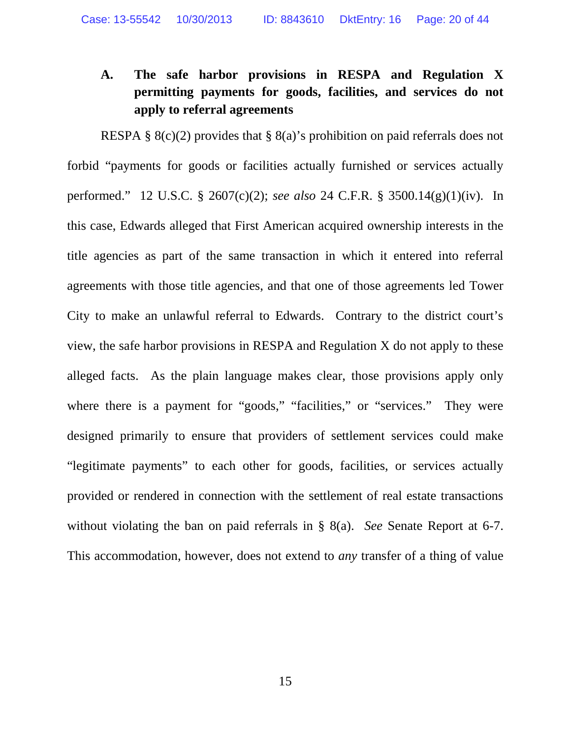### A. The safe harbor provisions in RESPA and Regulation X permitting payments for goods, facilities, and services do not apply to referral agreements

RESPA § 8(c)(2) provides that § 8(a)'s prohibition on paid referrals does not forbid "payments for goods or facilities actually furnished or services actually performed." 12 U.S.C. § 2607(c)(2); *see also* 24 C.F.R. § 3500.14(g)(1)(iv). In this case, Edwards alleged that First American acquired ownership interests in the title agencies as part of the same transaction in which it entered into referral agreements with those title agencies, and that one of those agreements led Tower City to make an unlawful referral to Edwards. Contrary to the district court's view, the safe harbor provisions in RESPA and Regulation X do not apply to these alleged facts. As the plain language makes clear, those provisions apply only where there is a payment for "goods," "facilities," or "services." They were designed primarily to ensure that providers of settlement services could make "legitimate payments" to each other for goods, facilities, or services actually provided or rendered in connection with the settlement of real estate transactions without violating the ban on paid referrals in § 8(a). *See* Senate Report at 6-7. This accommodation, however, does not extend to *any* transfer of a thing of value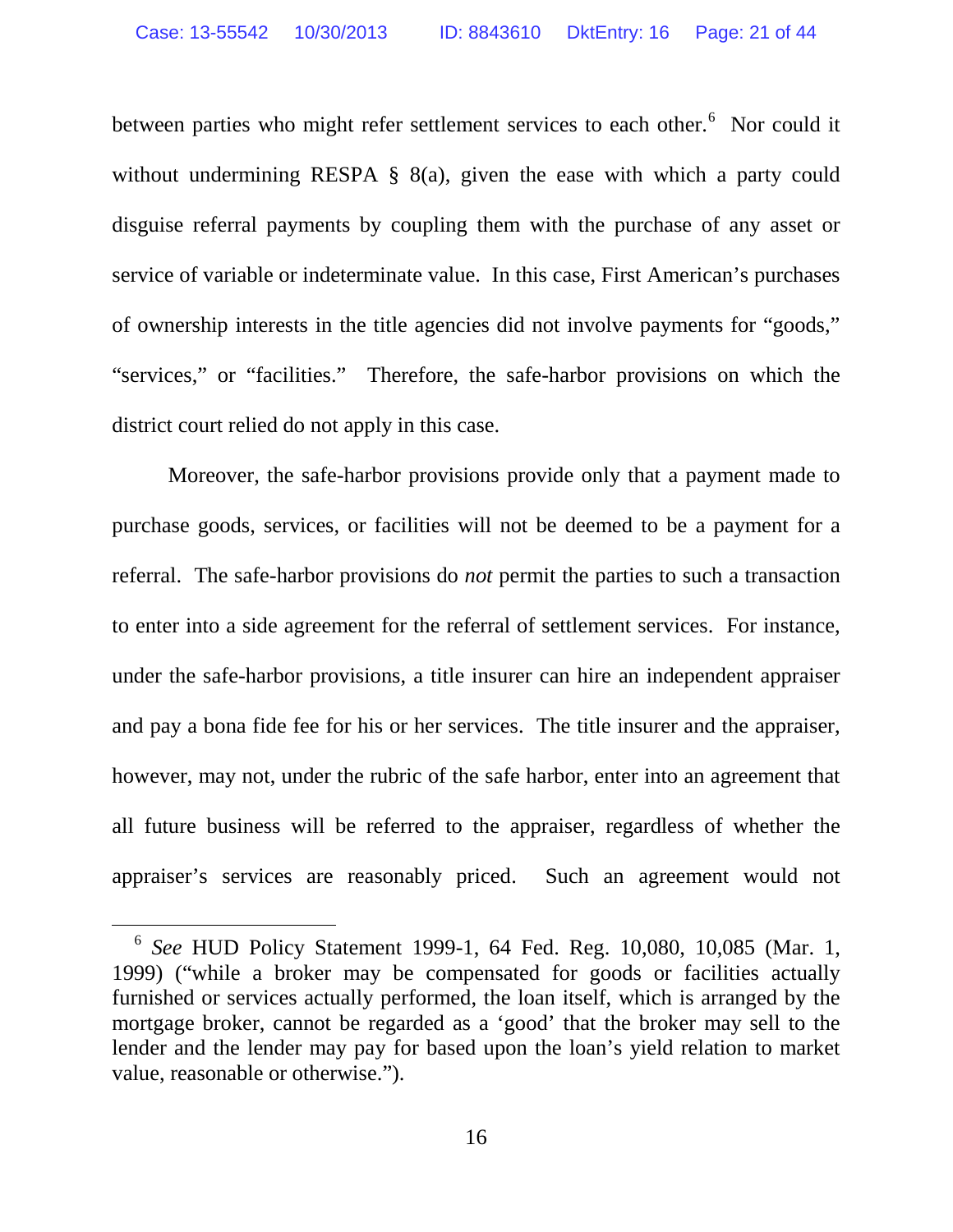between parties who might refer settlement services to each other.[6] Nor could it without undermining RESPA § 8(a), given the ease with which a party could disguise referral payments by coupling them with the purchase of any asset or service of variable or indeterminate value. In this case, First American's purchases of ownership interests in the title agencies did not involve payments for "goods," "services," or "facilities." Therefore, the safe-harbor provisions on which the district court relied do not apply in this case.

Moreover, the safe-harbor provisions provide only that a payment made to purchase goods, services, or facilities will not be deemed to be a payment for a referral. The safe-harbor provisions do *not* permit the parties to such a transaction to enter into a side agreement for the referral of settlement services. For instance, under the safe-harbor provisions, a title insurer can hire an independent appraiser and pay a bona fide fee for his or her services. The title insurer and the appraiser, however, may not, under the rubric of the safe harbor, enter into an agreement that all future business will be referred to the appraiser, regardless of whether the appraiser's services are reasonably priced. Such an agreement would not

---

[6] *See* HUD Policy Statement 1999-1, 64 Fed. Reg. 10,080, 10,085 (Mar. 1, 1999) ("while a broker may be compensated for goods or facilities actually furnished or services actually performed, the loan itself, which is arranged by the mortgage broker, cannot be regarded as a 'good' that the broker may sell to the lender and the lender may pay for based upon the loan's yield relation to market value, reasonable or otherwise.").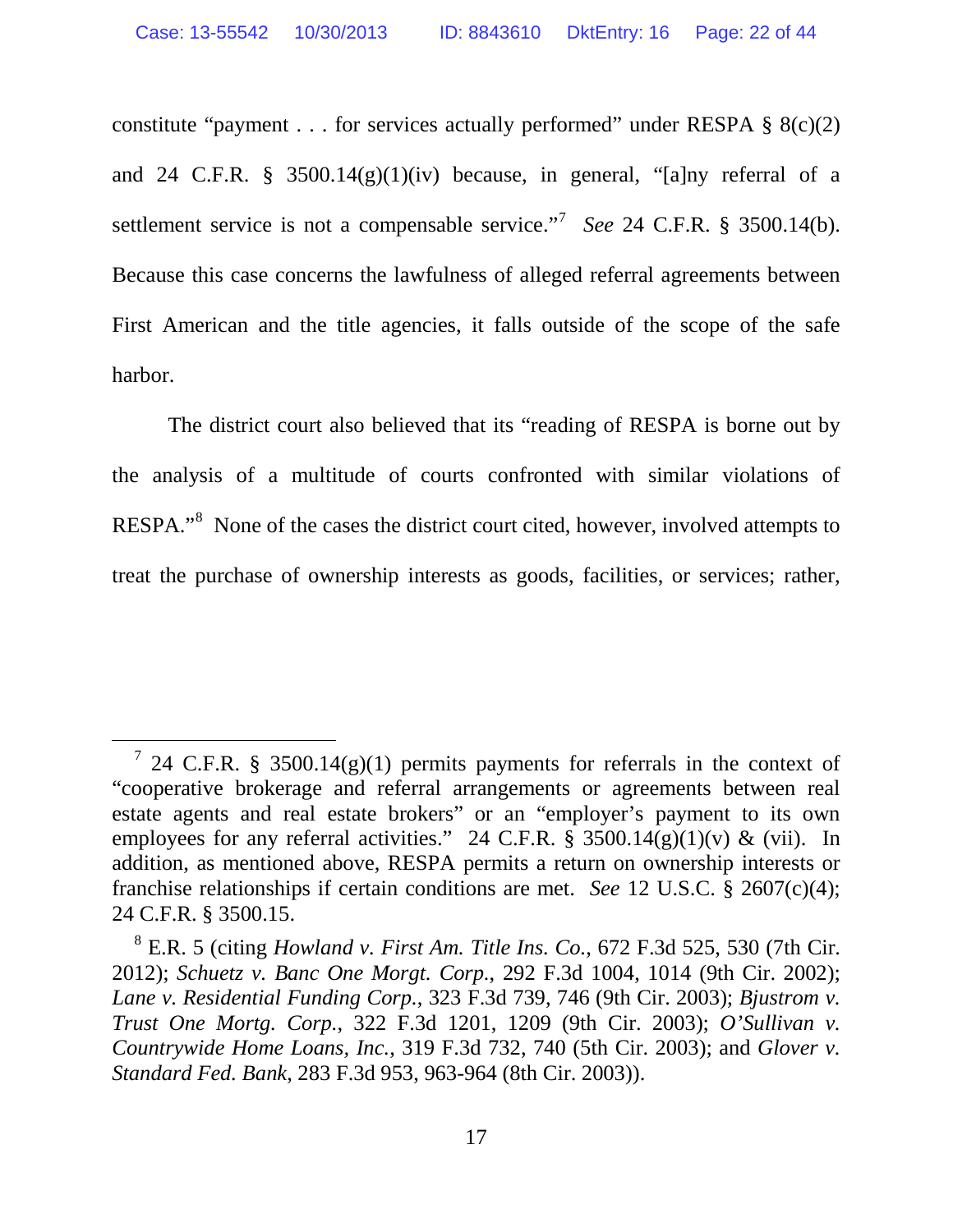constitute "payment . . . for services actually performed" under RESPA § 8(c)(2) and 24 C.F.R. § 3500.14(g)(1)(iv) because, in general, "[a]ny referral of a settlement service is not a compensable service."[7] *See* 24 C.F.R. § 3500.14(b). Because this case concerns the lawfulness of alleged referral agreements between First American and the title agencies, it falls outside of the scope of the safe harbor.

The district court also believed that its "reading of RESPA is borne out by the analysis of a multitude of courts confronted with similar violations of RESPA."[8] None of the cases the district court cited, however, involved attempts to treat the purchase of ownership interests as goods, facilities, or services; rather,

---

[7] 24 C.F.R. § 3500.14(g)(1) permits payments for referrals in the context of "cooperative brokerage and referral arrangements or agreements between real estate agents and real estate brokers" or an "employer's payment to its own employees for any referral activities." 24 C.F.R. § 3500.14(g)(1)(v) & (vii). In addition, as mentioned above, RESPA permits a return on ownership interests or franchise relationships if certain conditions are met. *See* 12 U.S.C. § 2607(c)(4); 24 C.F.R. § 3500.15.

[8] E.R. 5 (citing *Howland v. First Am. Title Ins. Co.*, 672 F.3d 525, 530 (7th Cir. 2012); *Schuetz v. Banc One Morgt. Corp.*, 292 F.3d 1004, 1014 (9th Cir. 2002); *Lane v. Residential Funding Corp.*, 323 F.3d 739, 746 (9th Cir. 2003); *Bjustrom v. Trust One Mortg. Corp.*, 322 F.3d 1201, 1209 (9th Cir. 2003); *O'Sullivan v. Countrywide Home Loans, Inc.*, 319 F.3d 732, 740 (5th Cir. 2003); and *Glover v. Standard Fed. Bank*, 283 F.3d 953, 963-964 (8th Cir. 2003)).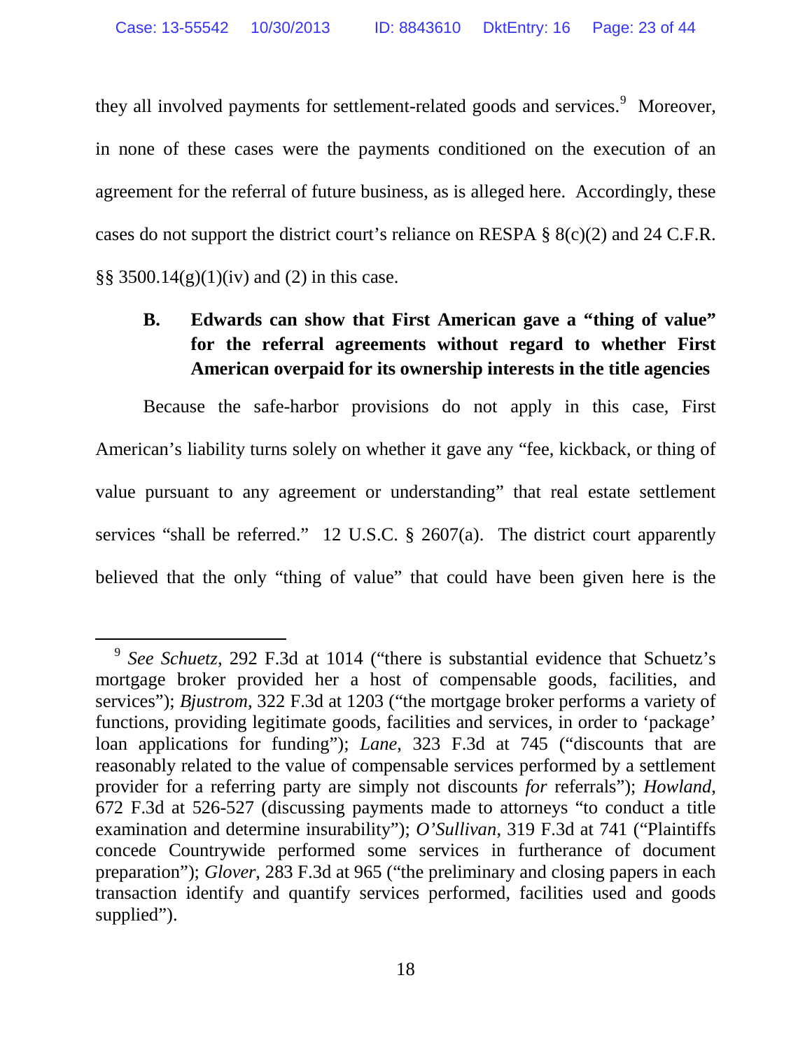they all involved payments for settlement-related goods and services.[9] Moreover, in none of these cases were the payments conditioned on the execution of an agreement for the referral of future business, as is alleged here. Accordingly, these cases do not support the district court's reliance on RESPA § 8(c)(2) and 24 C.F.R. §§ 3500.14(g)(1)(iv) and (2) in this case.

### B. Edwards can show that First American gave a "thing of value" for the referral agreements without regard to whether First American overpaid for its ownership interests in the title agencies

Because the safe-harbor provisions do not apply in this case, First American's liability turns solely on whether it gave any "fee, kickback, or thing of value pursuant to any agreement or understanding" that real estate settlement services "shall be referred." 12 U.S.C. § 2607(a). The district court apparently believed that the only "thing of value" that could have been given here is the

---

[9] *See Schuetz*, 292 F.3d at 1014 ("there is substantial evidence that Schuetz's mortgage broker provided her a host of compensable goods, facilities, and services"); *Bjustrom*, 322 F.3d at 1203 ("the mortgage broker performs a variety of functions, providing legitimate goods, facilities and services, in order to 'package' loan applications for funding"); *Lane*, 323 F.3d at 745 ("discounts that are reasonably related to the value of compensable services performed by a settlement provider for a referring party are simply not discounts *for* referrals"); *Howland*, 672 F.3d at 526-527 (discussing payments made to attorneys "to conduct a title examination and determine insurability"); *O'Sullivan*, 319 F.3d at 741 ("Plaintiffs concede Countrywide performed some services in furtherance of document preparation"); *Glover*, 283 F.3d at 965 ("the preliminary and closing papers in each transaction identify and quantify services performed, facilities used and goods supplied").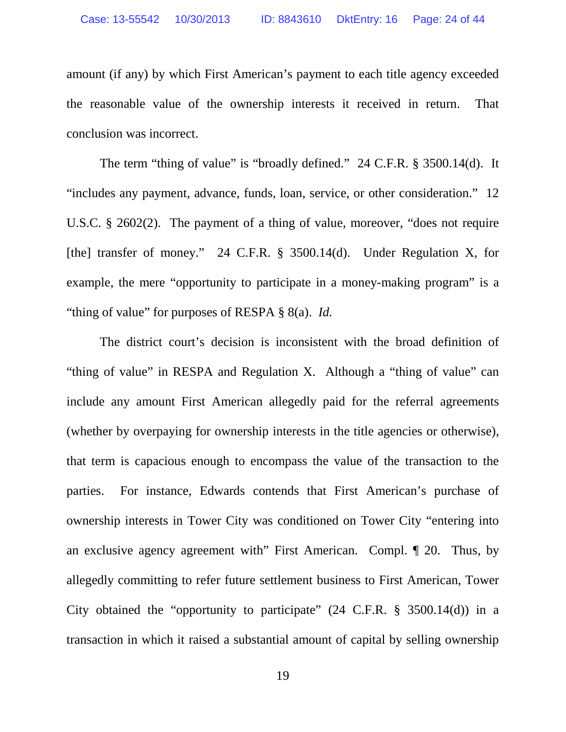amount (if any) by which First American's payment to each title agency exceeded the reasonable value of the ownership interests it received in return. That conclusion was incorrect.

The term "thing of value" is "broadly defined." 24 C.F.R. § 3500.14(d). It "includes any payment, advance, funds, loan, service, or other consideration." 12 U.S.C. § 2602(2). The payment of a thing of value, moreover, "does not require [the] transfer of money." 24 C.F.R. § 3500.14(d). Under Regulation X, for example, the mere "opportunity to participate in a money-making program" is a "thing of value" for purposes of RESPA § 8(a). *Id.*

The district court's decision is inconsistent with the broad definition of "thing of value" in RESPA and Regulation X. Although a "thing of value" can include any amount First American allegedly paid for the referral agreements (whether by overpaying for ownership interests in the title agencies or otherwise), that term is capacious enough to encompass the value of the transaction to the parties. For instance, Edwards contends that First American's purchase of ownership interests in Tower City was conditioned on Tower City "entering into an exclusive agency agreement with" First American. Compl. ¶ 20. Thus, by allegedly committing to refer future settlement business to First American, Tower City obtained the "opportunity to participate" (24 C.F.R. § 3500.14(d)) in a transaction in which it raised a substantial amount of capital by selling ownership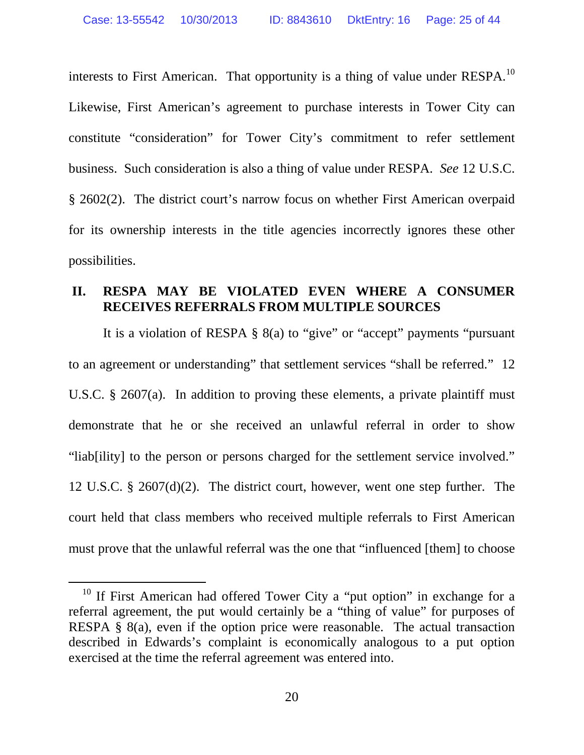interests to First American. That opportunity is a thing of value under RESPA.[10] Likewise, First American's agreement to purchase interests in Tower City can constitute "consideration" for Tower City's commitment to refer settlement business. Such consideration is also a thing of value under RESPA. *See* 12 U.S.C. § 2602(2). The district court's narrow focus on whether First American overpaid for its ownership interests in the title agencies incorrectly ignores these other possibilities.

## II. RESPA MAY BE VIOLATED EVEN WHERE A CONSUMER RECEIVES REFERRALS FROM MULTIPLE SOURCES

It is a violation of RESPA § 8(a) to "give" or "accept" payments "pursuant to an agreement or understanding" that settlement services "shall be referred." 12 U.S.C. § 2607(a). In addition to proving these elements, a private plaintiff must demonstrate that he or she received an unlawful referral in order to show "liab[ility] to the person or persons charged for the settlement service involved." 12 U.S.C. § 2607(d)(2). The district court, however, went one step further. The court held that class members who received multiple referrals to First American must prove that the unlawful referral was the one that "influenced [them] to choose

[10] If First American had offered Tower City a "put option" in exchange for a referral agreement, the put would certainly be a "thing of value" for purposes of RESPA § 8(a), even if the option price were reasonable. The actual transaction described in Edwards's complaint is economically analogous to a put option exercised at the time the referral agreement was entered into.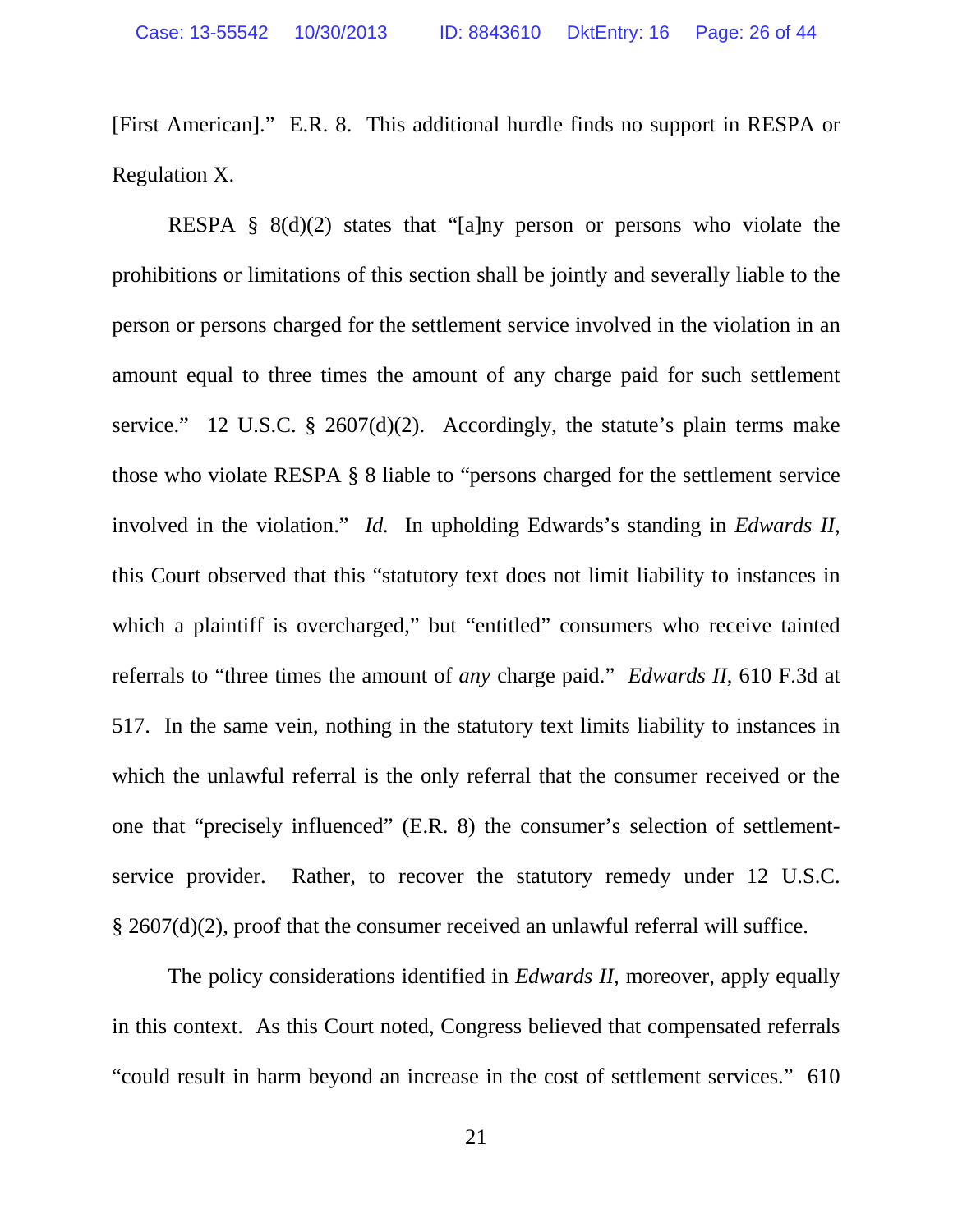[First American]." E.R. 8. This additional hurdle finds no support in RESPA or Regulation X.

RESPA § 8(d)(2) states that "[a]ny person or persons who violate the prohibitions or limitations of this section shall be jointly and severally liable to the person or persons charged for the settlement service involved in the violation in an amount equal to three times the amount of any charge paid for such settlement service." 12 U.S.C. § 2607(d)(2). Accordingly, the statute's plain terms make those who violate RESPA § 8 liable to "persons charged for the settlement service involved in the violation." *Id.* In upholding Edwards's standing in *Edwards II*, this Court observed that this "statutory text does not limit liability to instances in which a plaintiff is overcharged," but "entitled" consumers who receive tainted referrals to "three times the amount of *any* charge paid." *Edwards II*, 610 F.3d at 517. In the same vein, nothing in the statutory text limits liability to instances in which the unlawful referral is the only referral that the consumer received or the one that "precisely influenced" (E.R. 8) the consumer's selection of settlement-service provider. Rather, to recover the statutory remedy under 12 U.S.C. § 2607(d)(2), proof that the consumer received an unlawful referral will suffice.

The policy considerations identified in *Edwards II*, moreover, apply equally in this context. As this Court noted, Congress believed that compensated referrals "could result in harm beyond an increase in the cost of settlement services." 610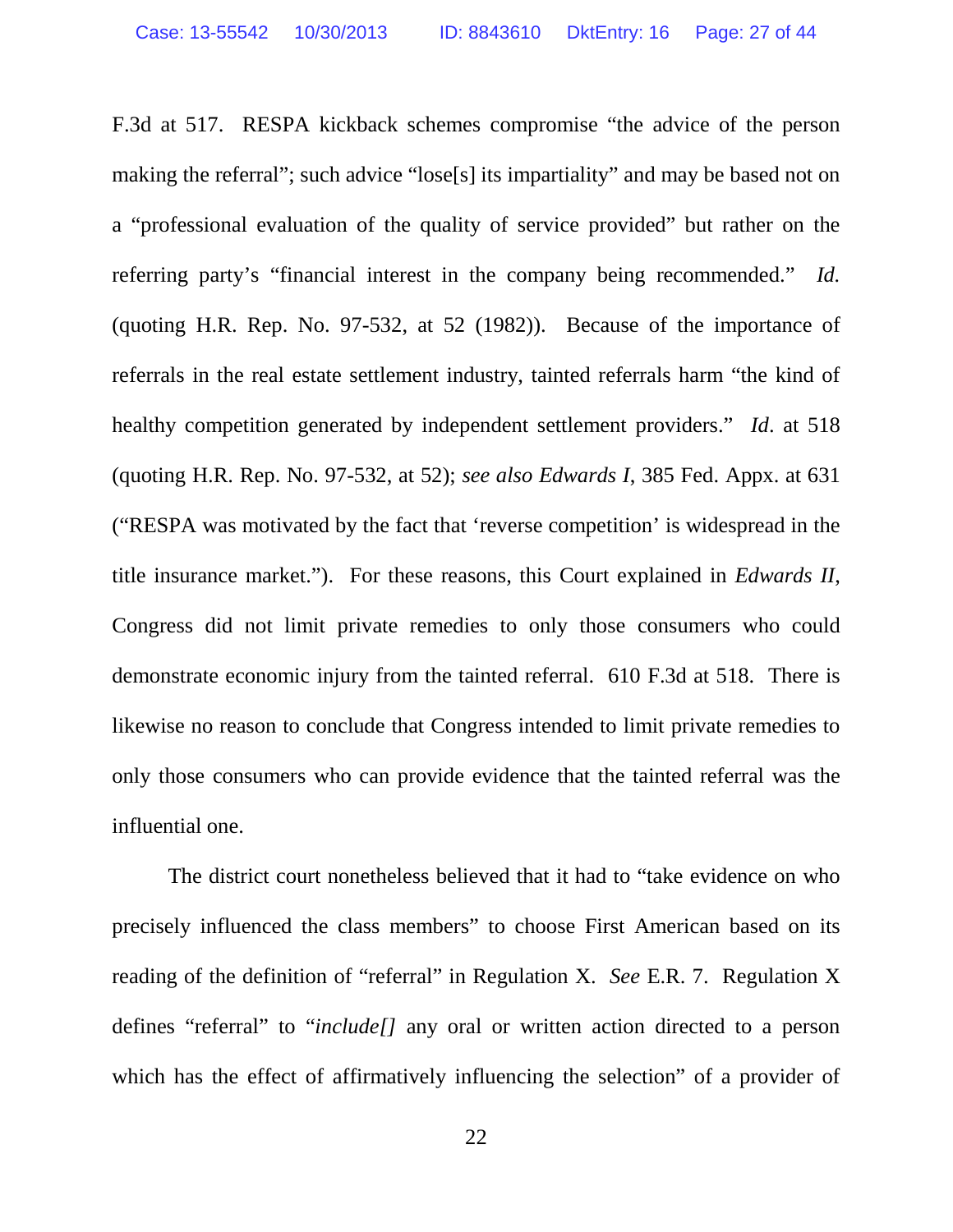F.3d at 517. RESPA kickback schemes compromise "the advice of the person making the referral"; such advice "lose[s] its impartiality" and may be based not on a "professional evaluation of the quality of service provided" but rather on the referring party's "financial interest in the company being recommended." *Id.* (quoting H.R. Rep. No. 97-532, at 52 (1982)). Because of the importance of referrals in the real estate settlement industry, tainted referrals harm "the kind of healthy competition generated by independent settlement providers." *Id*. at 518 (quoting H.R. Rep. No. 97-532, at 52); *see also Edwards I*, 385 Fed. Appx. at 631 ("RESPA was motivated by the fact that 'reverse competition' is widespread in the title insurance market."). For these reasons, this Court explained in *Edwards II*, Congress did not limit private remedies to only those consumers who could demonstrate economic injury from the tainted referral. 610 F.3d at 518. There is likewise no reason to conclude that Congress intended to limit private remedies to only those consumers who can provide evidence that the tainted referral was the influential one.

The district court nonetheless believed that it had to "take evidence on who precisely influenced the class members" to choose First American based on its reading of the definition of "referral" in Regulation X. *See* E.R. 7. Regulation X defines "referral" to "*include[]* any oral or written action directed to a person which has the effect of affirmatively influencing the selection" of a provider of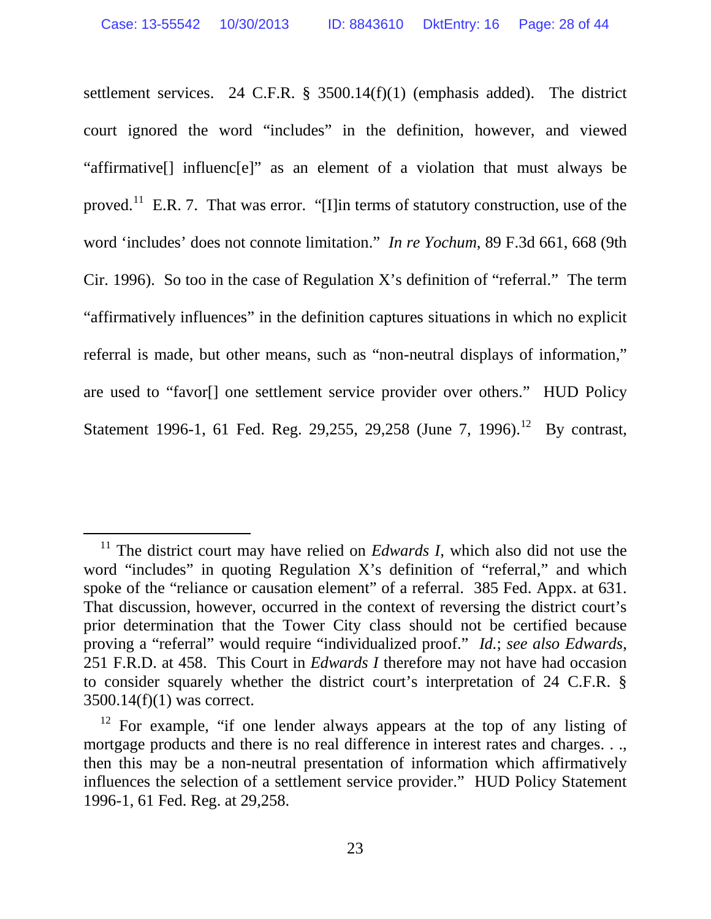settlement services. 24 C.F.R. § 3500.14(f)(1) (emphasis added). The district court ignored the word "includes" in the definition, however, and viewed "affirmative[] influenc[e]" as an element of a violation that must always be proved.[11] E.R. 7. That was error. "[I]in terms of statutory construction, use of the word 'includes' does not connote limitation." *In re Yochum*, 89 F.3d 661, 668 (9th Cir. 1996). So too in the case of Regulation X's definition of "referral." The term "affirmatively influences" in the definition captures situations in which no explicit referral is made, but other means, such as "non-neutral displays of information," are used to "favor[] one settlement service provider over others." HUD Policy Statement 1996-1, 61 Fed. Reg. 29,255, 29,258 (June 7, 1996).[12] By contrast,

---

[11] The district court may have relied on *Edwards I*, which also did not use the word "includes" in quoting Regulation X's definition of "referral," and which spoke of the "reliance or causation element" of a referral. 385 Fed. Appx. at 631. That discussion, however, occurred in the context of reversing the district court's prior determination that the Tower City class should not be certified because proving a "referral" would require "individualized proof." *Id.*; *see also Edwards*, 251 F.R.D. at 458. This Court in *Edwards I* therefore may not have had occasion to consider squarely whether the district court's interpretation of 24 C.F.R. § 3500.14(f)(1) was correct.

[12] For example, "if one lender always appears at the top of any listing of mortgage products and there is no real difference in interest rates and charges. . ., then this may be a non-neutral presentation of information which affirmatively influences the selection of a settlement service provider." HUD Policy Statement 1996-1, 61 Fed. Reg. at 29,258.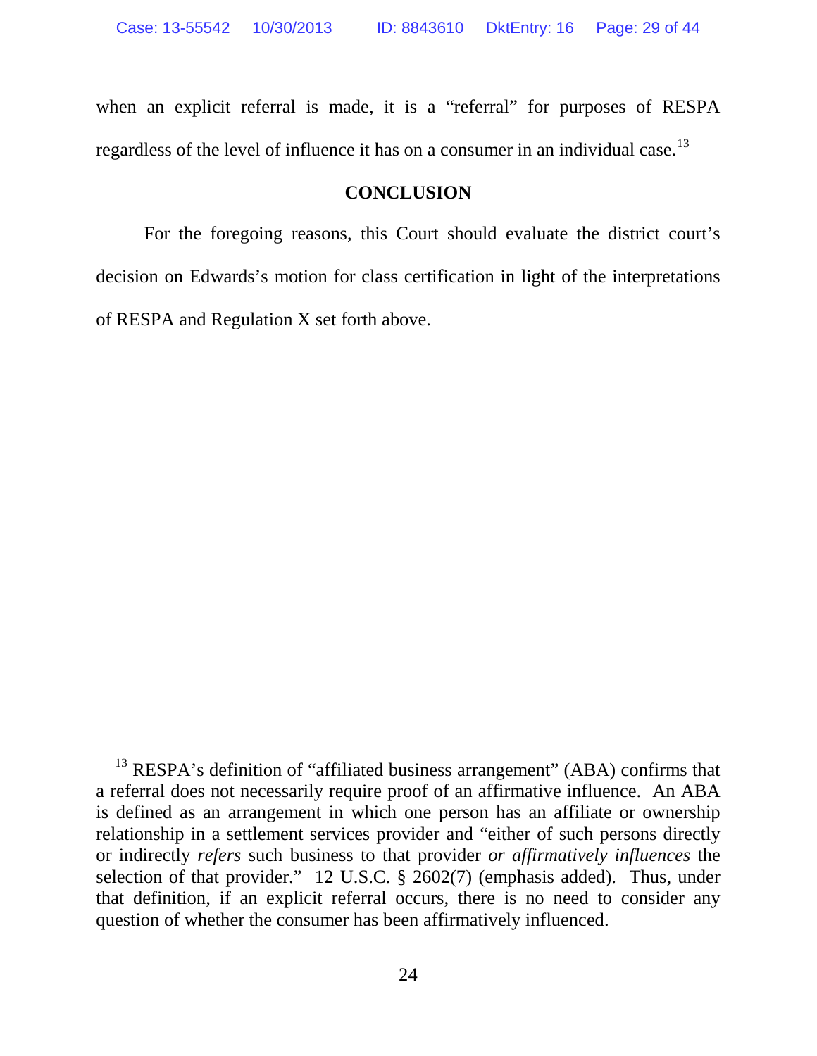when an explicit referral is made, it is a "referral" for purposes of RESPA regardless of the level of influence it has on a consumer in an individual case.[13]

## CONCLUSION

For the foregoing reasons, this Court should evaluate the district court's decision on Edwards's motion for class certification in light of the interpretations of RESPA and Regulation X set forth above.

---

[13] RESPA's definition of "affiliated business arrangement" (ABA) confirms that a referral does not necessarily require proof of an affirmative influence. An ABA is defined as an arrangement in which one person has an affiliate or ownership relationship in a settlement services provider and "either of such persons directly or indirectly *refers* such business to that provider *or affirmatively influences* the selection of that provider." 12 U.S.C. § 2602(7) (emphasis added). Thus, under that definition, if an explicit referral occurs, there is no need to consider any question of whether the consumer has been affirmatively influenced.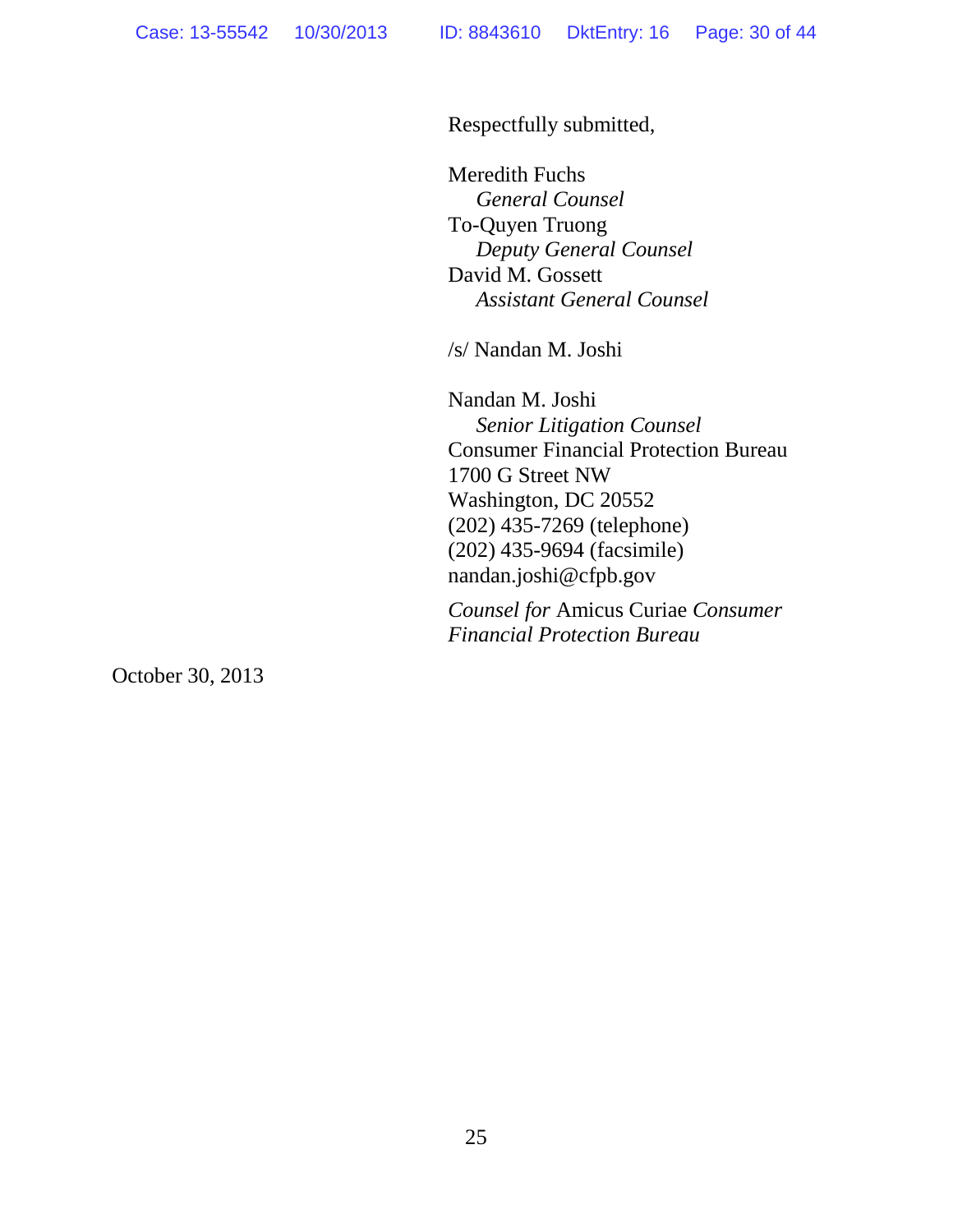Respectfully submitted,

Meredith Fuchs  
*General Counsel*  
To-Quyen Truong  
*Deputy General Counsel*  
David M. Gossett  
*Assistant General Counsel*

/s/ Nandan M. Joshi

Nandan M. Joshi  
*Senior Litigation Counsel*  
Consumer Financial Protection Bureau  
1700 G Street NW  
Washington, DC 20552  
(202) 435-7269 (telephone)  
(202) 435-9694 (facsimile)  
nandan.joshi@cfpb.gov

*Counsel for* Amicus Curiae *Consumer Financial Protection Bureau*

October 30, 2013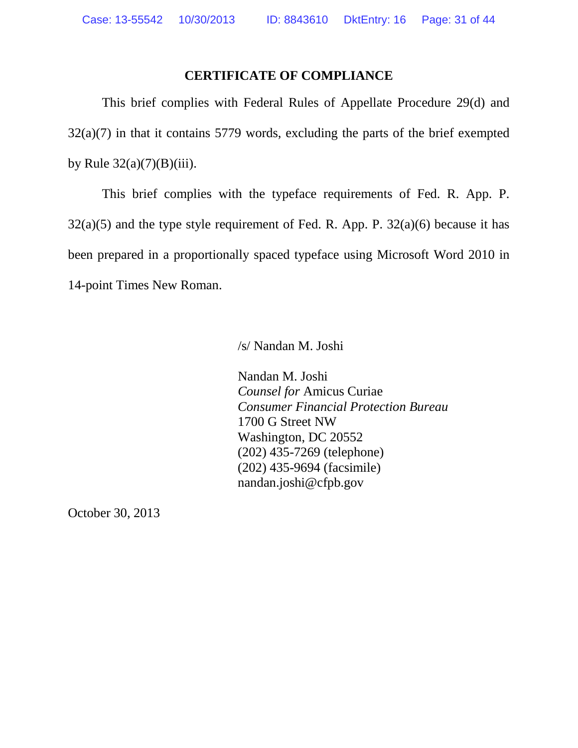## CERTIFICATE OF COMPLIANCE

This brief complies with Federal Rules of Appellate Procedure 29(d) and 32(a)(7) in that it contains 5779 words, excluding the parts of the brief exempted by Rule 32(a)(7)(B)(iii).

This brief complies with the typeface requirements of Fed. R. App. P. 32(a)(5) and the type style requirement of Fed. R. App. P. 32(a)(6) because it has been prepared in a proportionally spaced typeface using Microsoft Word 2010 in 14-point Times New Roman.

/s/ Nandan M. Joshi

Nandan M. Joshi  
*Counsel for* Amicus Curiae  
*Consumer Financial Protection Bureau*  
1700 G Street NW  
Washington, DC 20552  
(202) 435-7269 (telephone)  
(202) 435-9694 (facsimile)  
nandan.joshi@cfpb.gov

October 30, 2013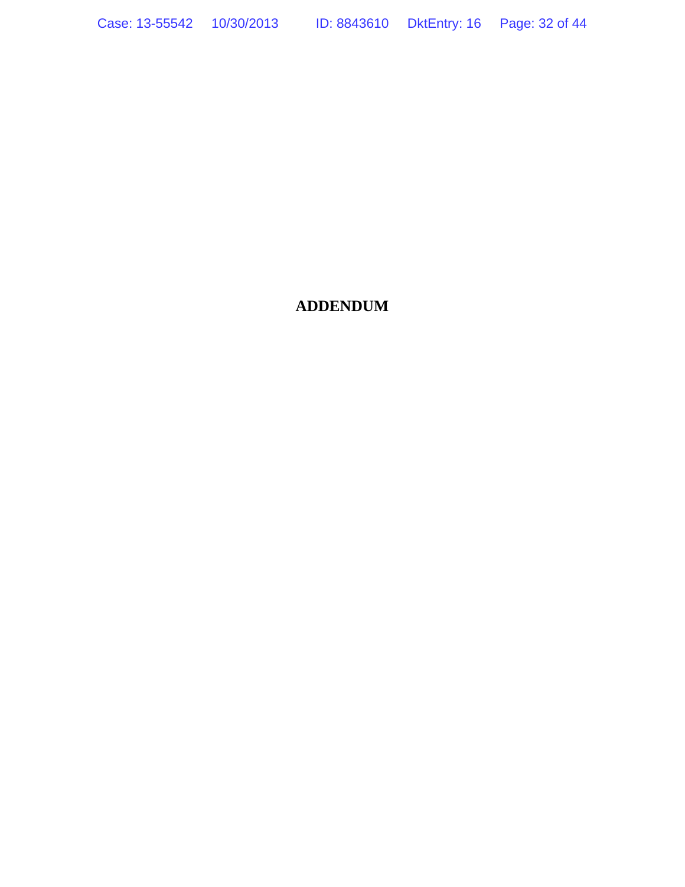# ADDENDUM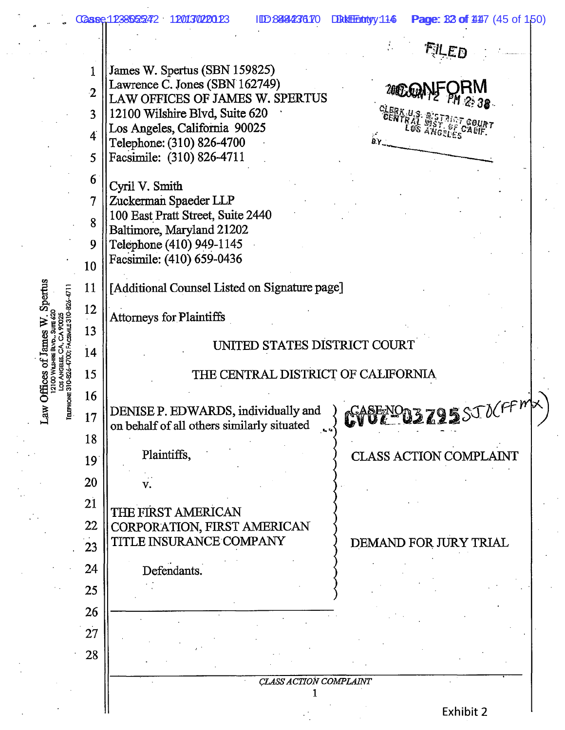FILED

CONFORM

2007 JUN 12 PM 2:38

CLERK U.S. DISTRICT COURT
CENTRAL DIST. OF CALIF.
LOS ANGELES

BY\_\_\_\_\_\_\_\_\_\_\_\_\_\_\_\_

James W. Spertus (SBN 159825)
Lawrence C. Jones (SBN 162749)
LAW OFFICES OF JAMES W. SPERTUS
12100 Wilshire Blvd, Suite 620
Los Angeles, California 90025
Telephone: (310) 826-4700
Facsimile: (310) 826-4711

Cyril V. Smith
Zuckerman Spaeder LLP
100 East Pratt Street, Suite 2440
Baltimore, Maryland 21202
Telephone (410) 949-1145
Facsimile: (410) 659-0436

[Additional Counsel Listed on Signature page]

Attorneys for Plaintiffs

UNITED STATES DISTRICT COURT

THE CENTRAL DISTRICT OF CALIFORNIA

| | |
|---|---|
| DENISE P. EDWARDS, individually and on behalf of all others similarly situated | CASE NO. CV07-03795 SJO(FFMx) |
| Plaintiffs, | CLASS ACTION COMPLAINT |
| v. | |
| THE FIRST AMERICAN CORPORATION, FIRST AMERICAN TITLE INSURANCE COMPANY | DEMAND FOR JURY TRIAL |
| Defendants. | |

Exhibit 2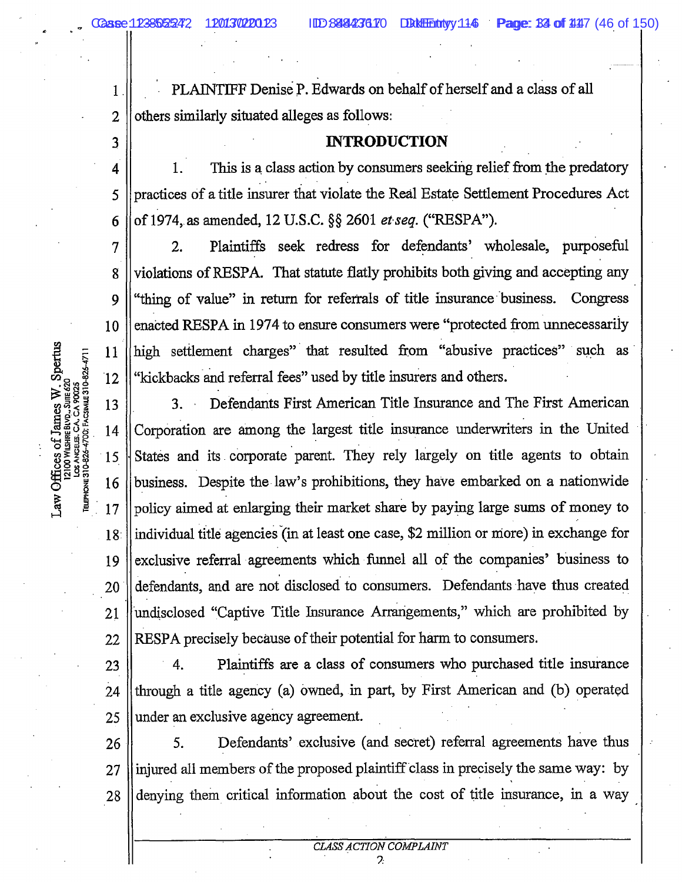PLAINTIFF Denise P. Edwards on behalf of herself and a class of all others similarly situated alleges as follows:

## INTRODUCTION

1. This is a class action by consumers seeking relief from the predatory practices of a title insurer that violate the Real Estate Settlement Procedures Act of 1974, as amended, 12 U.S.C. §§ 2601 *et seq.* ("RESPA").

2. Plaintiffs seek redress for defendants' wholesale, purposeful violations of RESPA. That statute flatly prohibits both giving and accepting any "thing of value" in return for referrals of title insurance business. Congress enacted RESPA in 1974 to ensure consumers were "protected from unnecessarily high settlement charges" that resulted from "abusive practices" such as "kickbacks and referral fees" used by title insurers and others.

3. Defendants First American Title Insurance and The First American Corporation are among the largest title insurance underwriters in the United States and its corporate parent. They rely largely on title agents to obtain business. Despite the law's prohibitions, they have embarked on a nationwide policy aimed at enlarging their market share by paying large sums of money to individual title agencies (in at least one case, $2 million or more) in exchange for exclusive referral agreements which funnel all of the companies' business to defendants, and are not disclosed to consumers. Defendants have thus created undisclosed "Captive Title Insurance Arrangements," which are prohibited by RESPA precisely because of their potential for harm to consumers.

4. Plaintiffs are a class of consumers who purchased title insurance through a title agency (a) owned, in part, by First American and (b) operated under an exclusive agency agreement.

5. Defendants' exclusive (and secret) referral agreements have thus injured all members of the proposed plaintiff class in precisely the same way: by denying them critical information about the cost of title insurance, in a way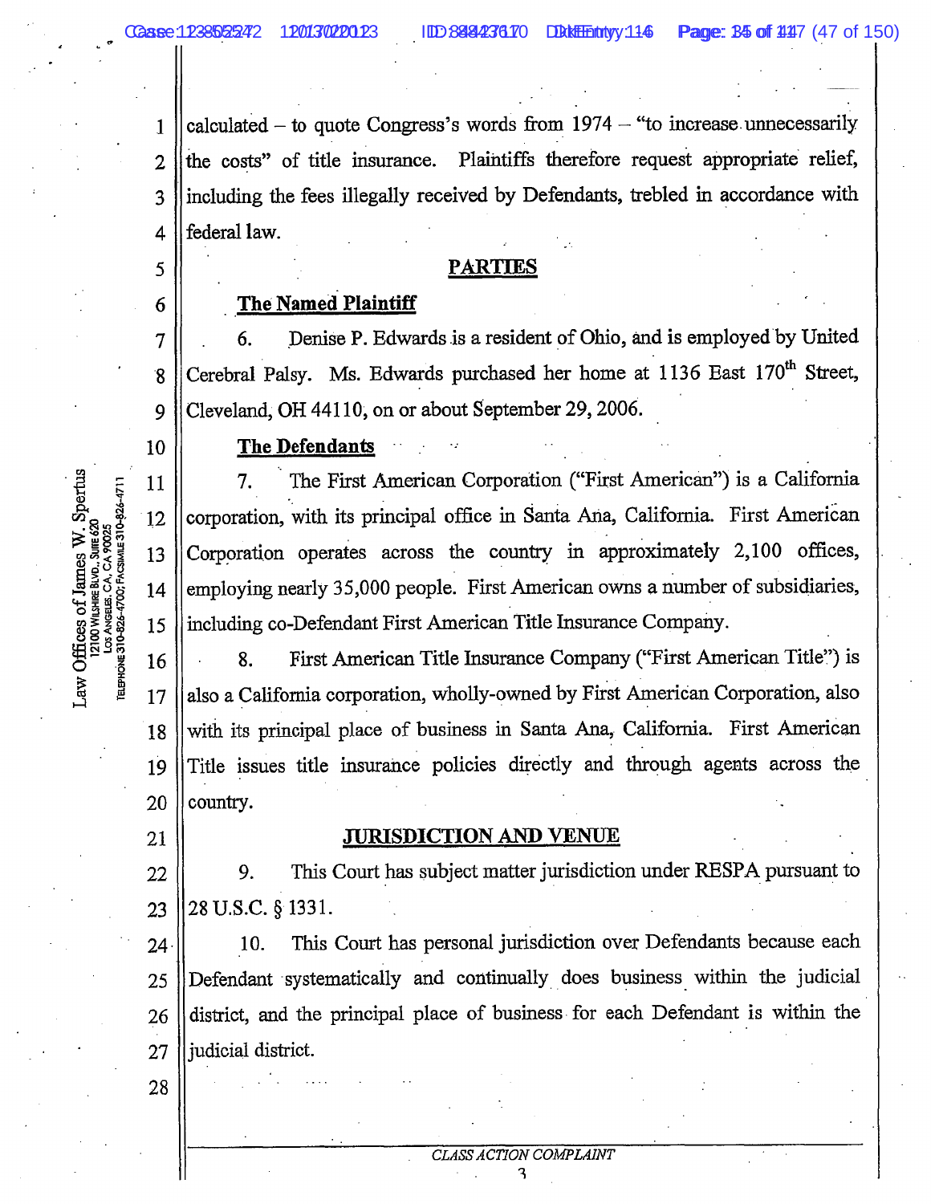calculated – to quote Congress's words from 1974 – "to increase unnecessarily the costs" of title insurance. Plaintiffs therefore request appropriate relief, including the fees illegally received by Defendants, trebled in accordance with federal law.

## PARTIES

### The Named Plaintiff

6. Denise P. Edwards is a resident of Ohio, and is employed by United Cerebral Palsy. Ms. Edwards purchased her home at 1136 East 170th Street, Cleveland, OH 44110, on or about September 29, 2006.

### The Defendants

7. The First American Corporation ("First American") is a California corporation, with its principal office in Santa Ana, California. First American Corporation operates across the country in approximately 2,100 offices, employing nearly 35,000 people. First American owns a number of subsidiaries, including co-Defendant First American Title Insurance Company.

8. First American Title Insurance Company ("First American Title") is also a California corporation, wholly-owned by First American Corporation, also with its principal place of business in Santa Ana, California. First American Title issues title insurance policies directly and through agents across the country.

## JURISDICTION AND VENUE

9. This Court has subject matter jurisdiction under RESPA pursuant to 28 U.S.C. § 1331.

10. This Court has personal jurisdiction over Defendants because each Defendant systematically and continually does business within the judicial district, and the principal place of business for each Defendant is within the judicial district.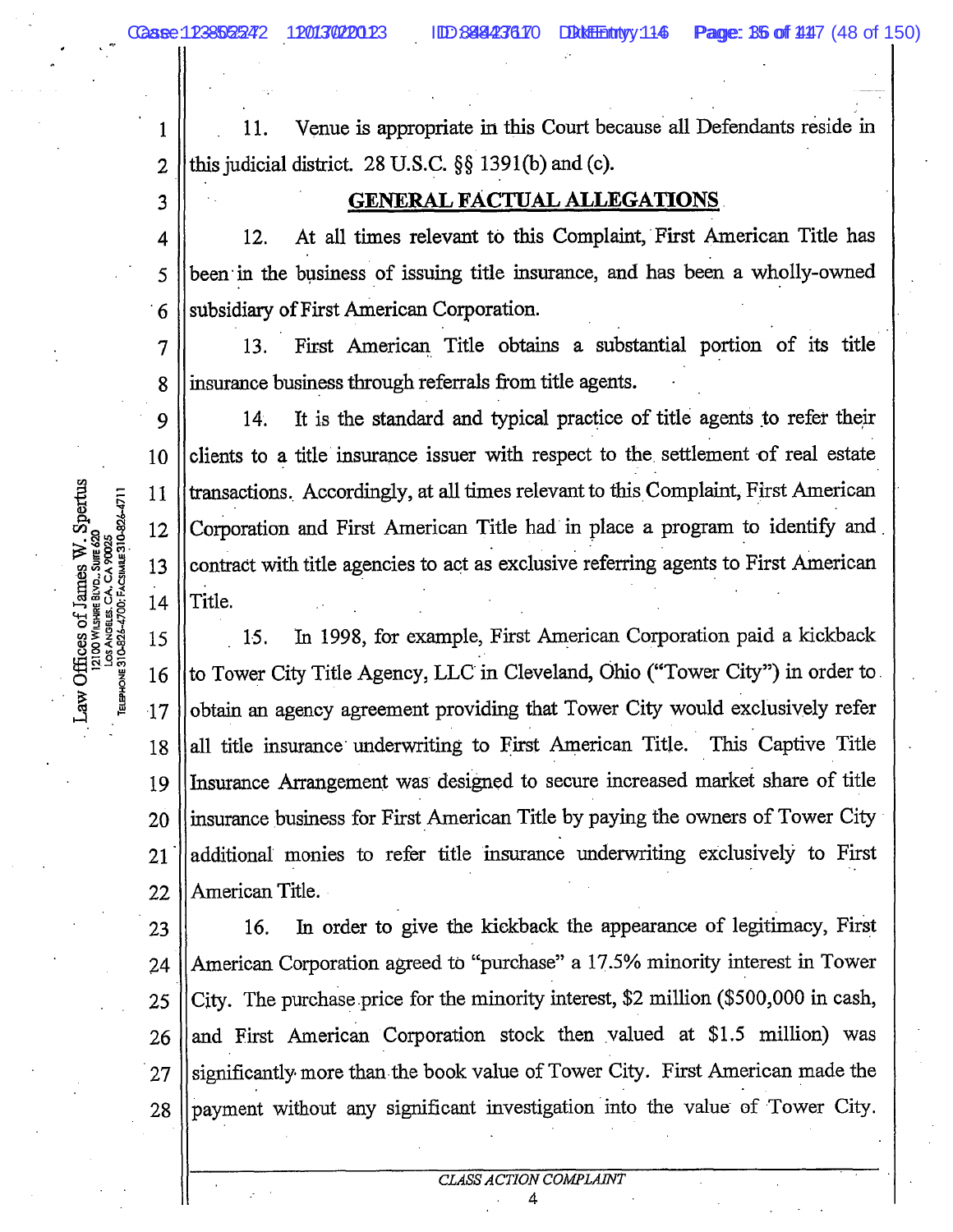11. Venue is appropriate in this Court because all Defendants reside in this judicial district. 28 U.S.C. §§ 1391(b) and (c).

## GENERAL FACTUAL ALLEGATIONS

12. At all times relevant to this Complaint, First American Title has been in the business of issuing title insurance, and has been a wholly-owned subsidiary of First American Corporation.

13. First American Title obtains a substantial portion of its title insurance business through referrals from title agents.

14. It is the standard and typical practice of title agents to refer their clients to a title insurance issuer with respect to the settlement of real estate transactions. Accordingly, at all times relevant to this Complaint, First American Corporation and First American Title had in place a program to identify and contract with title agencies to act as exclusive referring agents to First American Title.

15. In 1998, for example, First American Corporation paid a kickback to Tower City Title Agency, LLC in Cleveland, Ohio ("Tower City") in order to obtain an agency agreement providing that Tower City would exclusively refer all title insurance underwriting to First American Title. This Captive Title Insurance Arrangement was designed to secure increased market share of title insurance business for First American Title by paying the owners of Tower City additional monies to refer title insurance underwriting exclusively to First American Title.

16. In order to give the kickback the appearance of legitimacy, First American Corporation agreed to "purchase" a 17.5% minority interest in Tower City. The purchase price for the minority interest, $2 million ($500,000 in cash, and First American Corporation stock then valued at $1.5 million) was significantly more than the book value of Tower City. First American made the payment without any significant investigation into the value of Tower City.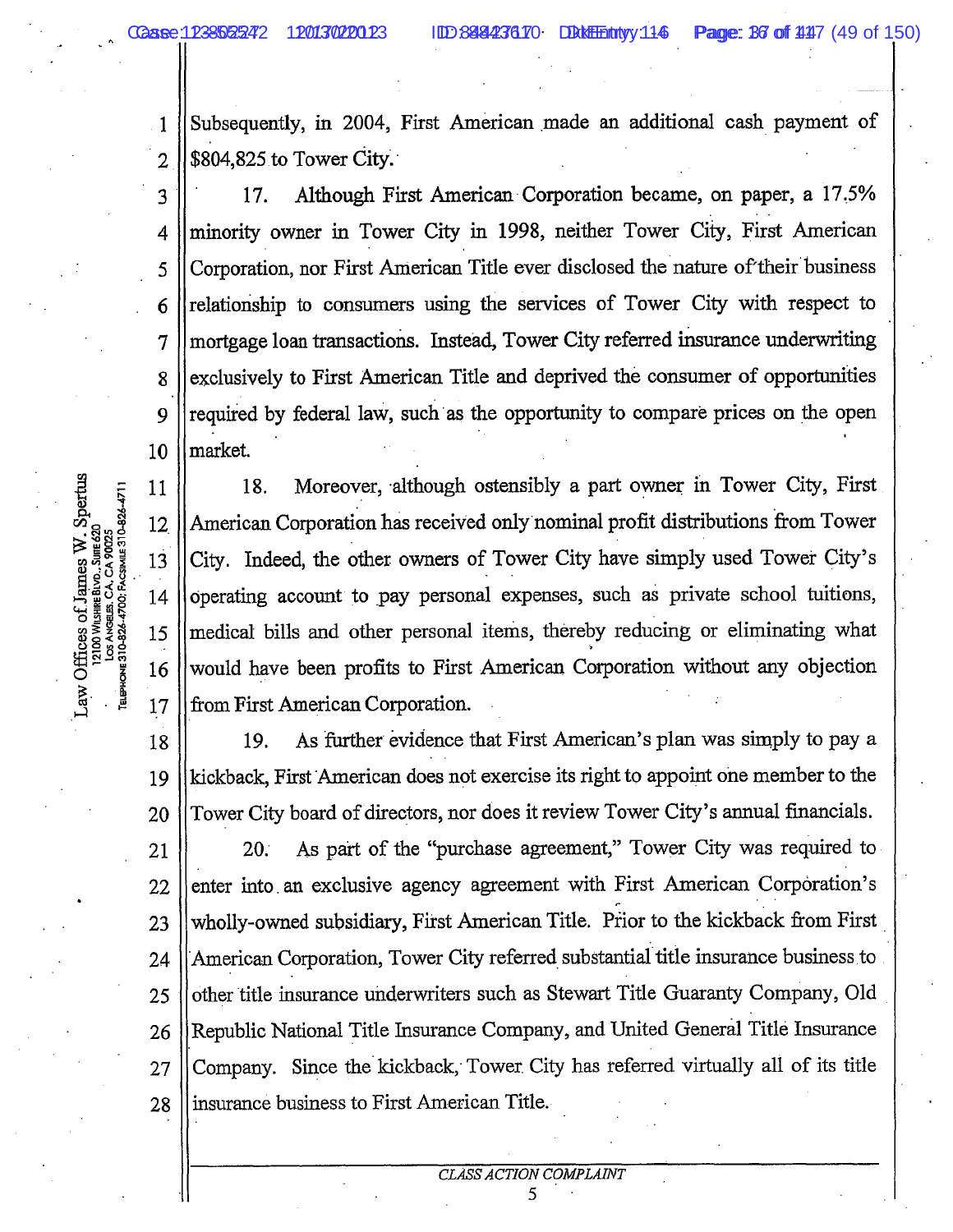Subsequently, in 2004, First American made an additional cash payment of $804,825 to Tower City.

17. Although First American Corporation became, on paper, a 17.5% minority owner in Tower City in 1998, neither Tower City, First American Corporation, nor First American Title ever disclosed the nature of their business relationship to consumers using the services of Tower City with respect to mortgage loan transactions. Instead, Tower City referred insurance underwriting exclusively to First American Title and deprived the consumer of opportunities required by federal law, such as the opportunity to compare prices on the open market.

18. Moreover, although ostensibly a part owner in Tower City, First American Corporation has received only nominal profit distributions from Tower City. Indeed, the other owners of Tower City have simply used Tower City's operating account to pay personal expenses, such as private school tuitions, medical bills and other personal items, thereby reducing or eliminating what would have been profits to First American Corporation without any objection from First American Corporation.

19. As further evidence that First American's plan was simply to pay a kickback, First American does not exercise its right to appoint one member to the Tower City board of directors, nor does it review Tower City's annual financials.

20. As part of the "purchase agreement," Tower City was required to enter into an exclusive agency agreement with First American Corporation's wholly-owned subsidiary, First American Title. Prior to the kickback from First American Corporation, Tower City referred substantial title insurance business to other title insurance underwriters such as Stewart Title Guaranty Company, Old Republic National Title Insurance Company, and United General Title Insurance Company. Since the kickback, Tower City has referred virtually all of its title insurance business to First American Title.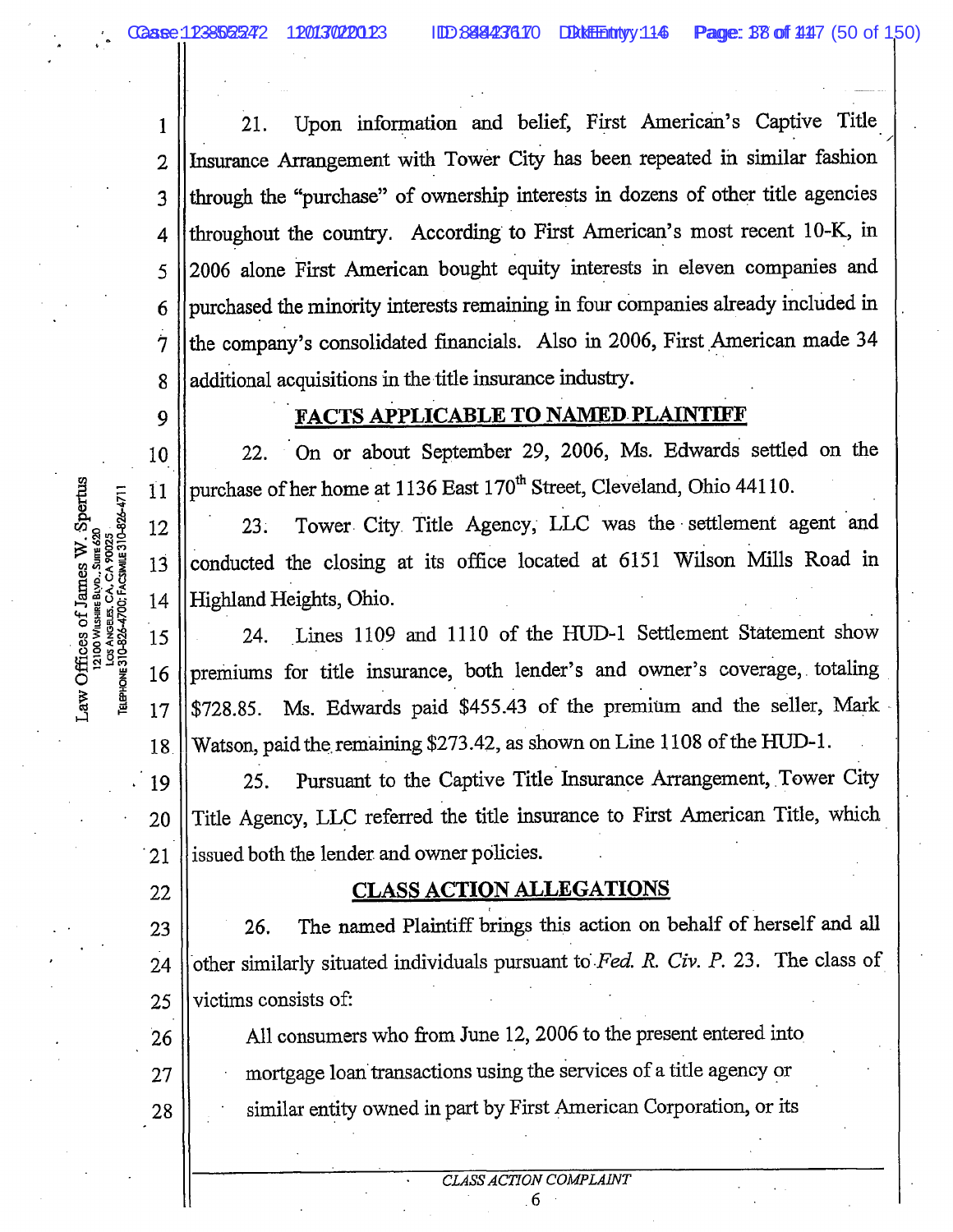21. Upon information and belief, First American's Captive Title Insurance Arrangement with Tower City has been repeated in similar fashion through the "purchase" of ownership interests in dozens of other title agencies throughout the country. According to First American's most recent 10-K, in 2006 alone First American bought equity interests in eleven companies and purchased the minority interests remaining in four companies already included in the company's consolidated financials. Also in 2006, First American made 34 additional acquisitions in the title insurance industry.

## FACTS APPLICABLE TO NAMED PLAINTIFF

22. On or about September 29, 2006, Ms. Edwards settled on the purchase of her home at 1136 East 170th Street, Cleveland, Ohio 44110.

23. Tower City Title Agency, LLC was the settlement agent and conducted the closing at its office located at 6151 Wilson Mills Road in Highland Heights, Ohio.

24. Lines 1109 and 1110 of the HUD-1 Settlement Statement show premiums for title insurance, both lender's and owner's coverage, totaling $728.85. Ms. Edwards paid $455.43 of the premium and the seller, Mark Watson, paid the remaining $273.42, as shown on Line 1108 of the HUD-1.

25. Pursuant to the Captive Title Insurance Arrangement, Tower City Title Agency, LLC referred the title insurance to First American Title, which issued both the lender and owner policies.

## CLASS ACTION ALLEGATIONS

26. The named Plaintiff brings this action on behalf of herself and all other similarly situated individuals pursuant to *Fed. R. Civ. P.* 23. The class of victims consists of:

> All consumers who from June 12, 2006 to the present entered into mortgage loan transactions using the services of a title agency or similar entity owned in part by First American Corporation, or its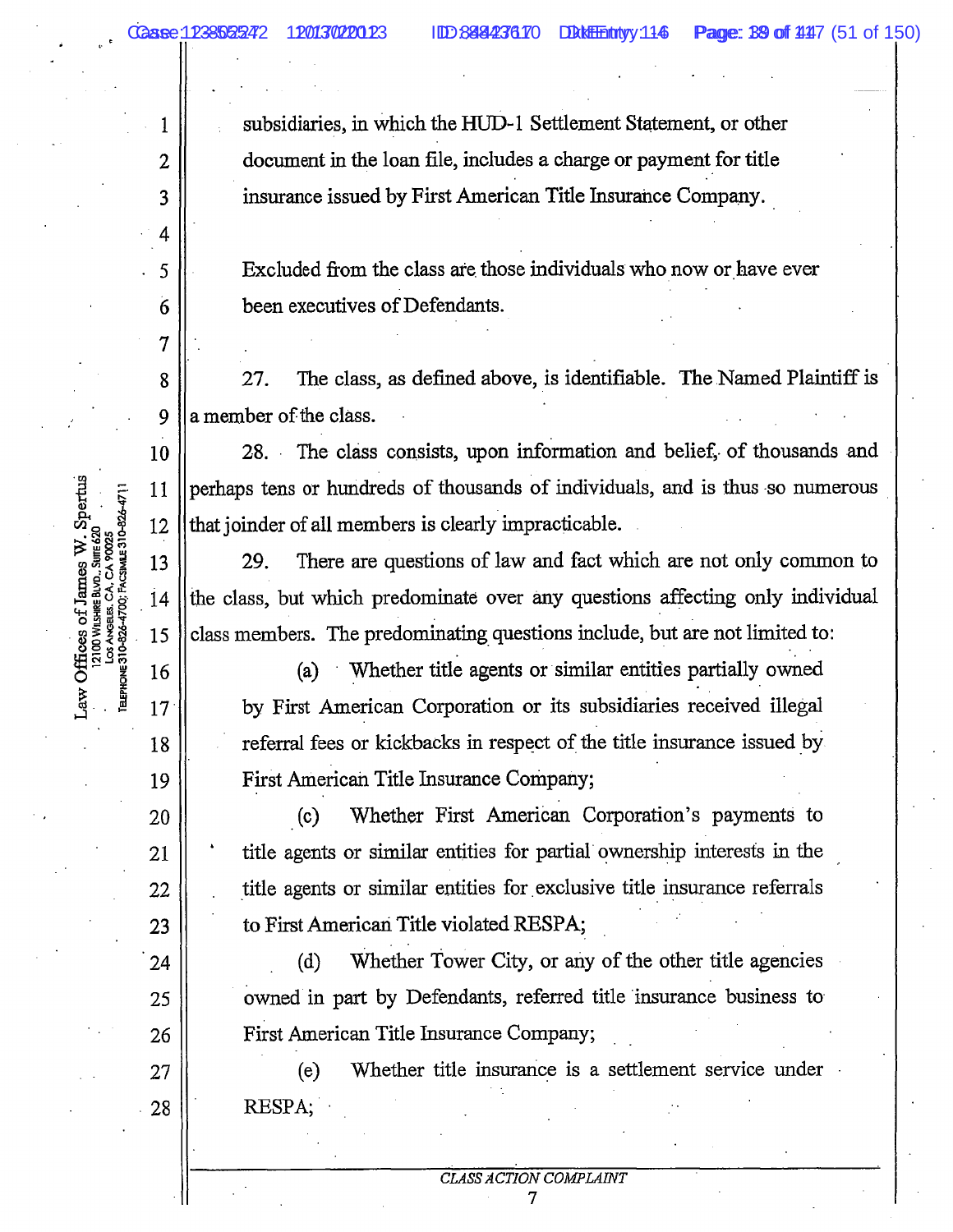subsidiaries, in which the HUD-1 Settlement Statement, or other document in the loan file, includes a charge or payment for title insurance issued by First American Title Insurance Company.

Excluded from the class are those individuals who now or have ever been executives of Defendants.

27. The class, as defined above, is identifiable. The Named Plaintiff is a member of the class.

28. The class consists, upon information and belief, of thousands and perhaps tens or hundreds of thousands of individuals, and is thus so numerous that joinder of all members is clearly impracticable.

29. There are questions of law and fact which are not only common to the class, but which predominate over any questions affecting only individual class members. The predominating questions include, but are not limited to:

(a) Whether title agents or similar entities partially owned by First American Corporation or its subsidiaries received illegal referral fees or kickbacks in respect of the title insurance issued by First American Title Insurance Company;

(c) Whether First American Corporation's payments to title agents or similar entities for partial ownership interests in the title agents or similar entities for exclusive title insurance referrals to First American Title violated RESPA;

(d) Whether Tower City, or any of the other title agencies owned in part by Defendants, referred title insurance business to First American Title Insurance Company;

(e) Whether title insurance is a settlement service under RESPA;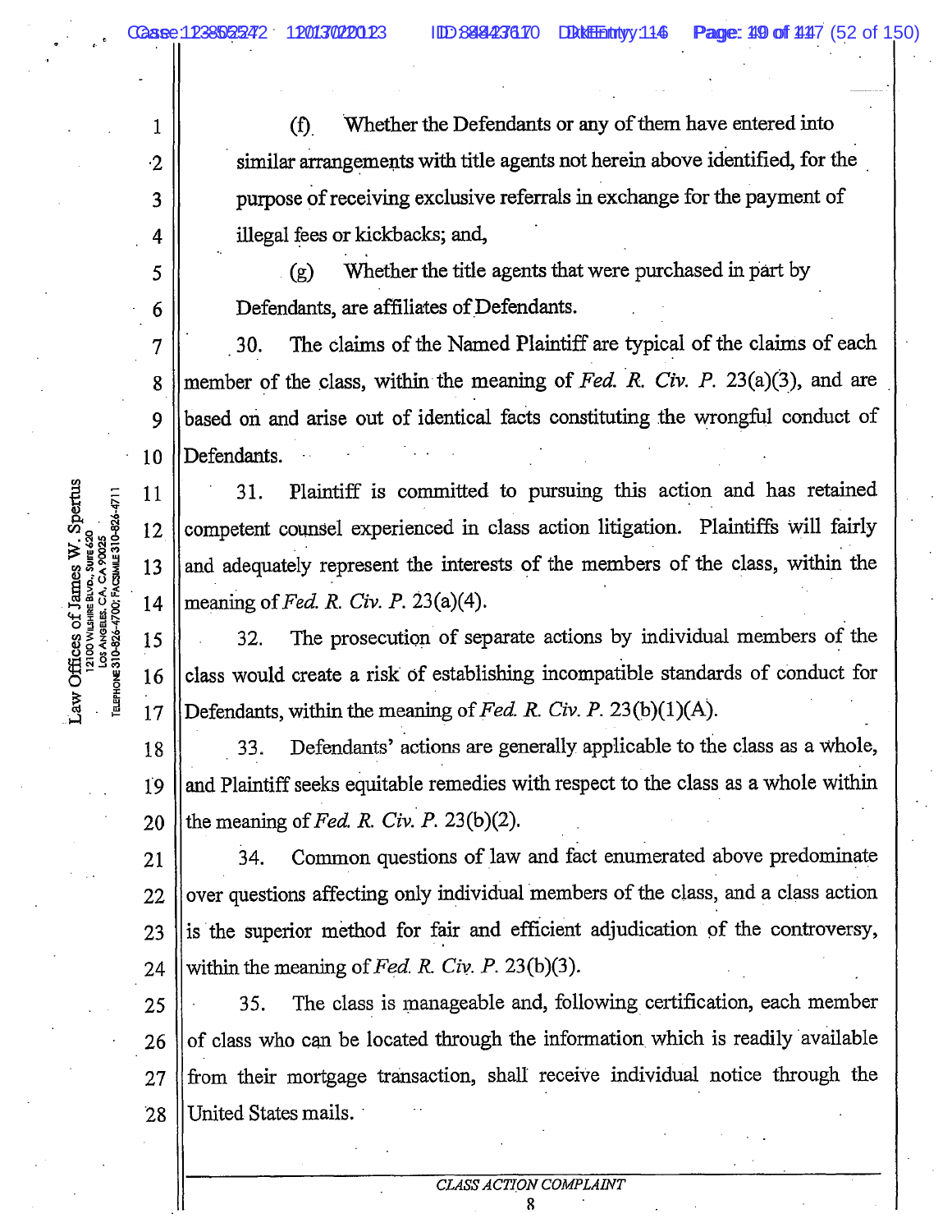(f). Whether the Defendants or any of them have entered into similar arrangements with title agents not herein above identified, for the purpose of receiving exclusive referrals in exchange for the payment of illegal fees or kickbacks; and,

(g) Whether the title agents that were purchased in part by Defendants, are affiliates of Defendants.

30. The claims of the Named Plaintiff are typical of the claims of each member of the class, within the meaning of *Fed. R. Civ. P.* 23(a)(3), and are based on and arise out of identical facts constituting the wrongful conduct of Defendants.

31. Plaintiff is committed to pursuing this action and has retained competent counsel experienced in class action litigation. Plaintiffs will fairly and adequately represent the interests of the members of the class, within the meaning of *Fed. R. Civ. P.* 23(a)(4).

32. The prosecution of separate actions by individual members of the class would create a risk of establishing incompatible standards of conduct for Defendants, within the meaning of *Fed. R. Civ. P.* 23(b)(1)(A).

33. Defendants' actions are generally applicable to the class as a whole, and Plaintiff seeks equitable remedies with respect to the class as a whole within the meaning of *Fed. R. Civ. P.* 23(b)(2).

34. Common questions of law and fact enumerated above predominate over questions affecting only individual members of the class, and a class action is the superior method for fair and efficient adjudication of the controversy, within the meaning of *Fed. R. Civ. P.* 23(b)(3).

35. The class is manageable and, following certification, each member of class who can be located through the information which is readily available from their mortgage transaction, shall receive individual notice through the United States mails.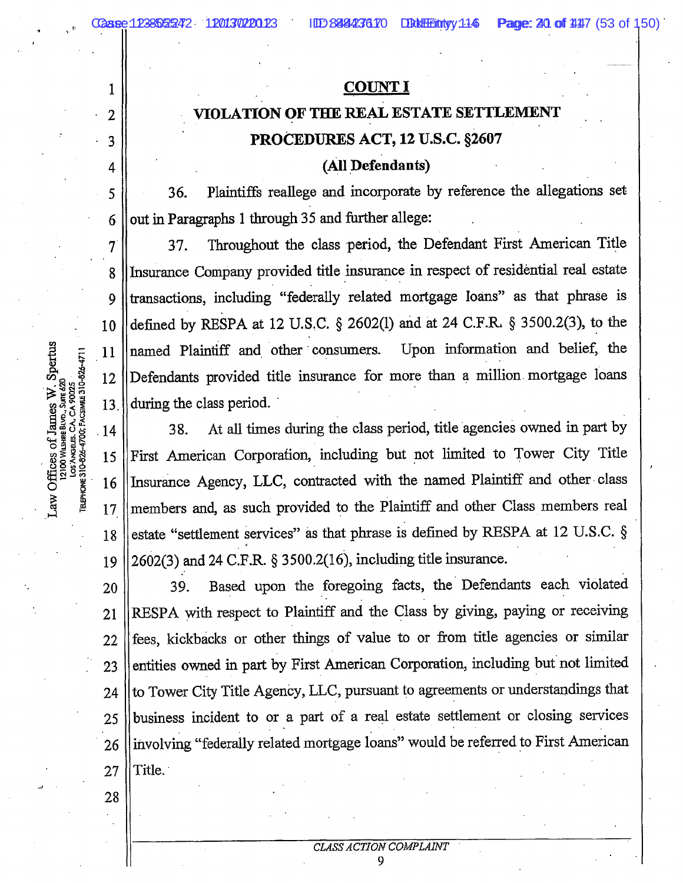**COUNT I**

**VIOLATION OF THE REAL ESTATE SETTLEMENT PROCEDURES ACT, 12 U.S.C. §2607**

**(All Defendants)**

36. Plaintiffs reallege and incorporate by reference the allegations set out in Paragraphs 1 through 35 and further allege:

37. Throughout the class period, the Defendant First American Title Insurance Company provided title insurance in respect of residential real estate transactions, including "federally related mortgage loans" as that phrase is defined by RESPA at 12 U.S.C. § 2602(l) and at 24 C.F.R. § 3500.2(3), to the named Plaintiff and other consumers. Upon information and belief, the Defendants provided title insurance for more than a million mortgage loans during the class period.

38. At all times during the class period, title agencies owned in part by First American Corporation, including but not limited to Tower City Title Insurance Agency, LLC, contracted with the named Plaintiff and other class members and, as such provided to the Plaintiff and other Class members real estate "settlement services" as that phrase is defined by RESPA at 12 U.S.C. § 2602(3) and 24 C.F.R. § 3500.2(16), including title insurance.

39. Based upon the foregoing facts, the Defendants each violated RESPA with respect to Plaintiff and the Class by giving, paying or receiving fees, kickbacks or other things of value to or from title agencies or similar entities owned in part by First American Corporation, including but not limited to Tower City Title Agency, LLC, pursuant to agreements or understandings that business incident to or a part of a real estate settlement or closing services involving "federally related mortgage loans" would be referred to First American Title.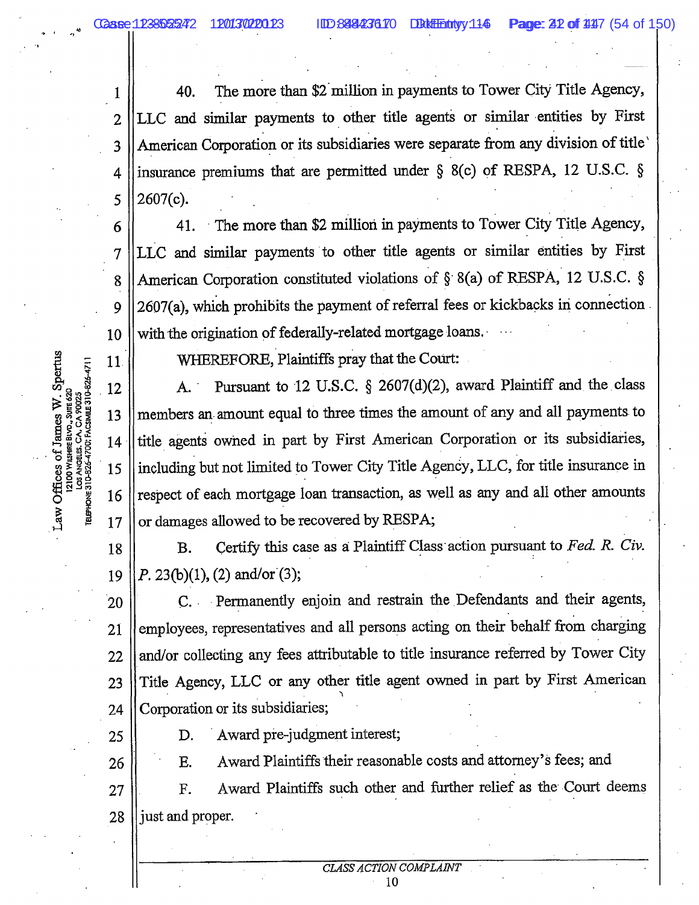40. The more than $2 million in payments to Tower City Title Agency, LLC and similar payments to other title agents or similar entities by First American Corporation or its subsidiaries were separate from any division of title insurance premiums that are permitted under § 8(c) of RESPA, 12 U.S.C. § 2607(c).

41. The more than $2 million in payments to Tower City Title Agency, LLC and similar payments to other title agents or similar entities by First American Corporation constituted violations of § 8(a) of RESPA, 12 U.S.C. § 2607(a), which prohibits the payment of referral fees or kickbacks in connection with the origination of federally-related mortgage loans.

WHEREFORE, Plaintiffs pray that the Court:

A. Pursuant to 12 U.S.C. § 2607(d)(2), award Plaintiff and the class members an amount equal to three times the amount of any and all payments to title agents owned in part by First American Corporation or its subsidiaries, including but not limited to Tower City Title Agency, LLC, for title insurance in respect of each mortgage loan transaction, as well as any and all other amounts or damages allowed to be recovered by RESPA;

B. Certify this case as a Plaintiff Class action pursuant to *Fed. R. Civ. P.* 23(b)(1), (2) and/or (3);

C. Permanently enjoin and restrain the Defendants and their agents, employees, representatives and all persons acting on their behalf from charging and/or collecting any fees attributable to title insurance referred by Tower City Title Agency, LLC or any other title agent owned in part by First American Corporation or its subsidiaries;

D. Award pre-judgment interest;

E. Award Plaintiffs their reasonable costs and attorney's fees; and

F. Award Plaintiffs such other and further relief as the Court deems just and proper.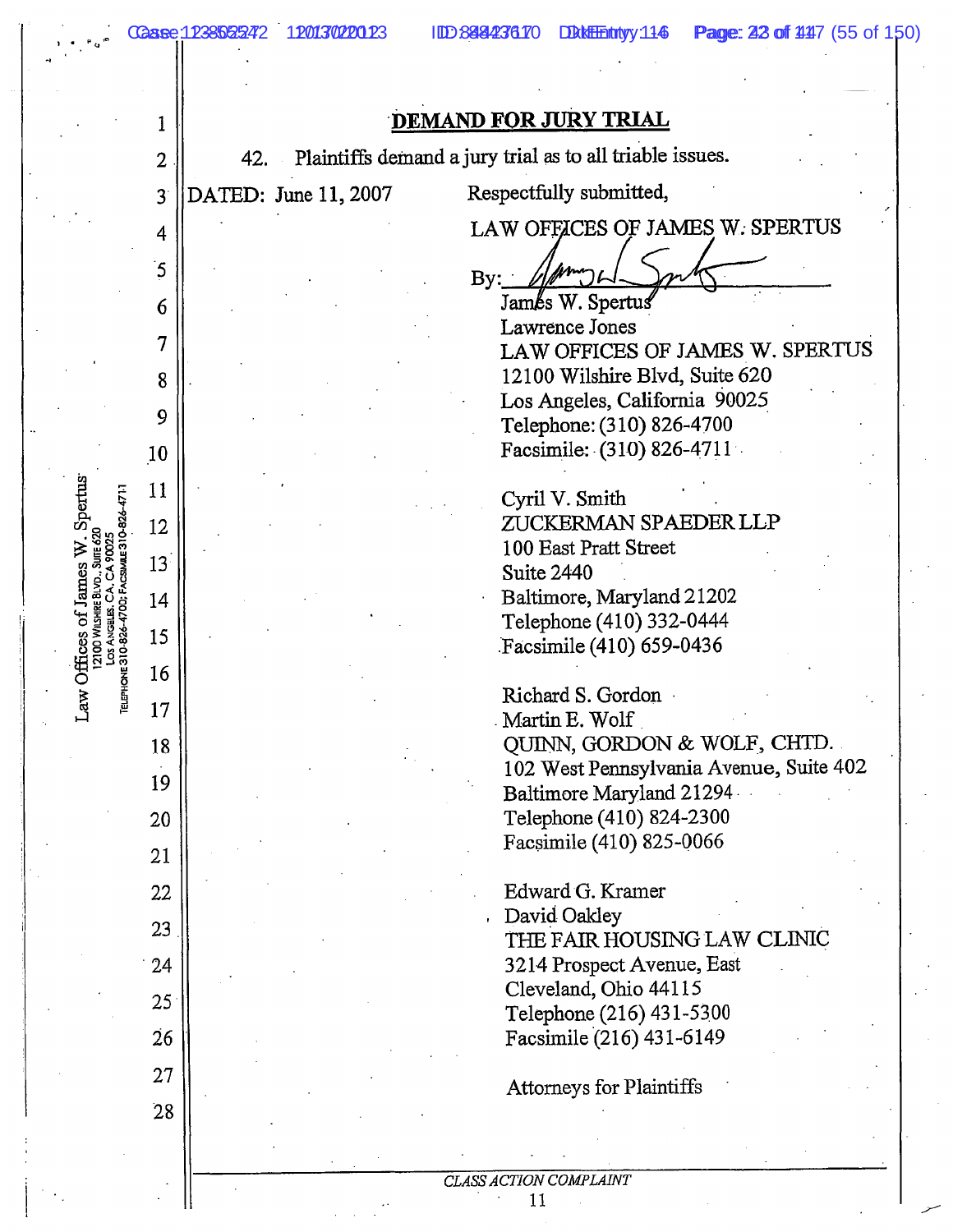## DEMAND FOR JURY TRIAL

42. Plaintiffs demand a jury trial as to all triable issues.

DATED: June 11, 2007

Respectfully submitted,

LAW OFFICES OF JAMES W. SPERTUS

By: ______________________
James W. Spertus
Lawrence Jones
LAW OFFICES OF JAMES W. SPERTUS
12100 Wilshire Blvd, Suite 620
Los Angeles, California 90025
Telephone: (310) 826-4700
Facsimile: (310) 826-4711

Cyril V. Smith
ZUCKERMAN SPAEDER LLP
100 East Pratt Street
Suite 2440
Baltimore, Maryland 21202
Telephone (410) 332-0444
Facsimile (410) 659-0436

Richard S. Gordon
Martin E. Wolf
QUINN, GORDON & WOLF, CHTD.
102 West Pennsylvania Avenue, Suite 402
Baltimore Maryland 21294
Telephone (410) 824-2300
Facsimile (410) 825-0066

Edward G. Kramer
David Oakley
THE FAIR HOUSING LAW CLINIC
3214 Prospect Avenue, East
Cleveland, Ohio 44115
Telephone (216) 431-5300
Facsimile (216) 431-6149

Attorneys for Plaintiffs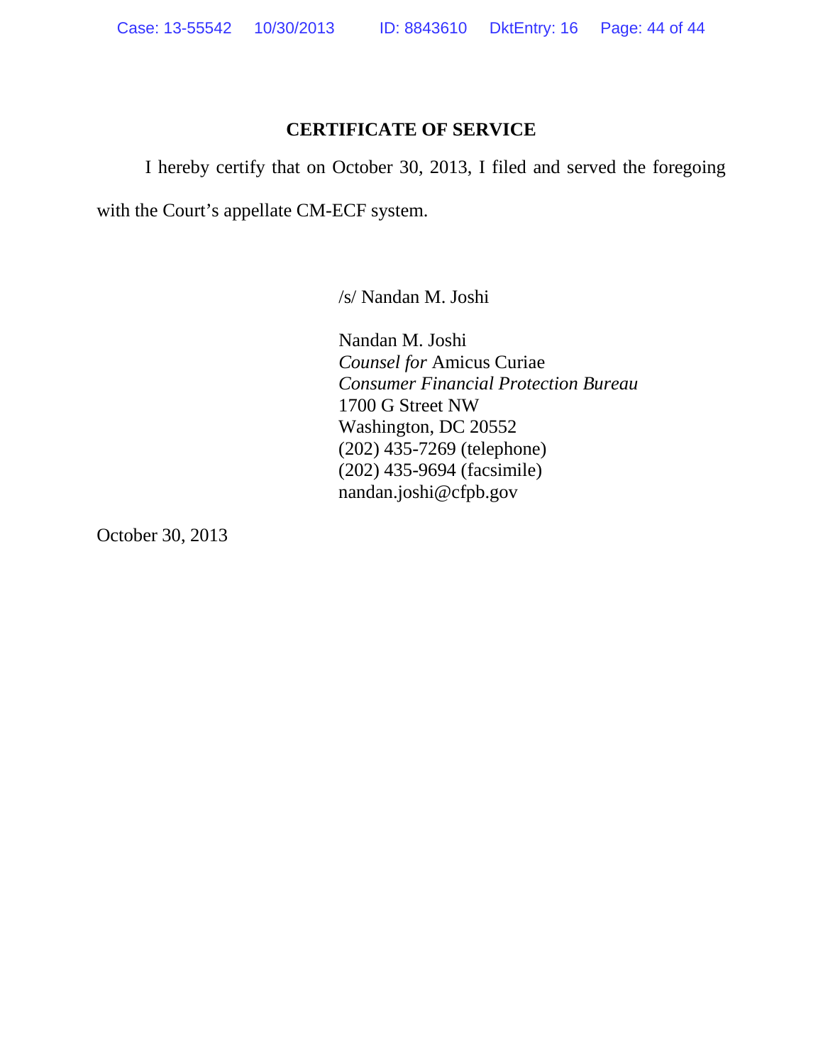## CERTIFICATE OF SERVICE

I hereby certify that on October 30, 2013, I filed and served the foregoing with the Court's appellate CM-ECF system.

/s/ Nandan M. Joshi

Nandan M. Joshi
*Counsel for* Amicus Curiae
*Consumer Financial Protection Bureau*
1700 G Street NW
Washington, DC 20552
(202) 435-7269 (telephone)
(202) 435-9694 (facsimile)
nandan.joshi@cfpb.gov

October 30, 2013